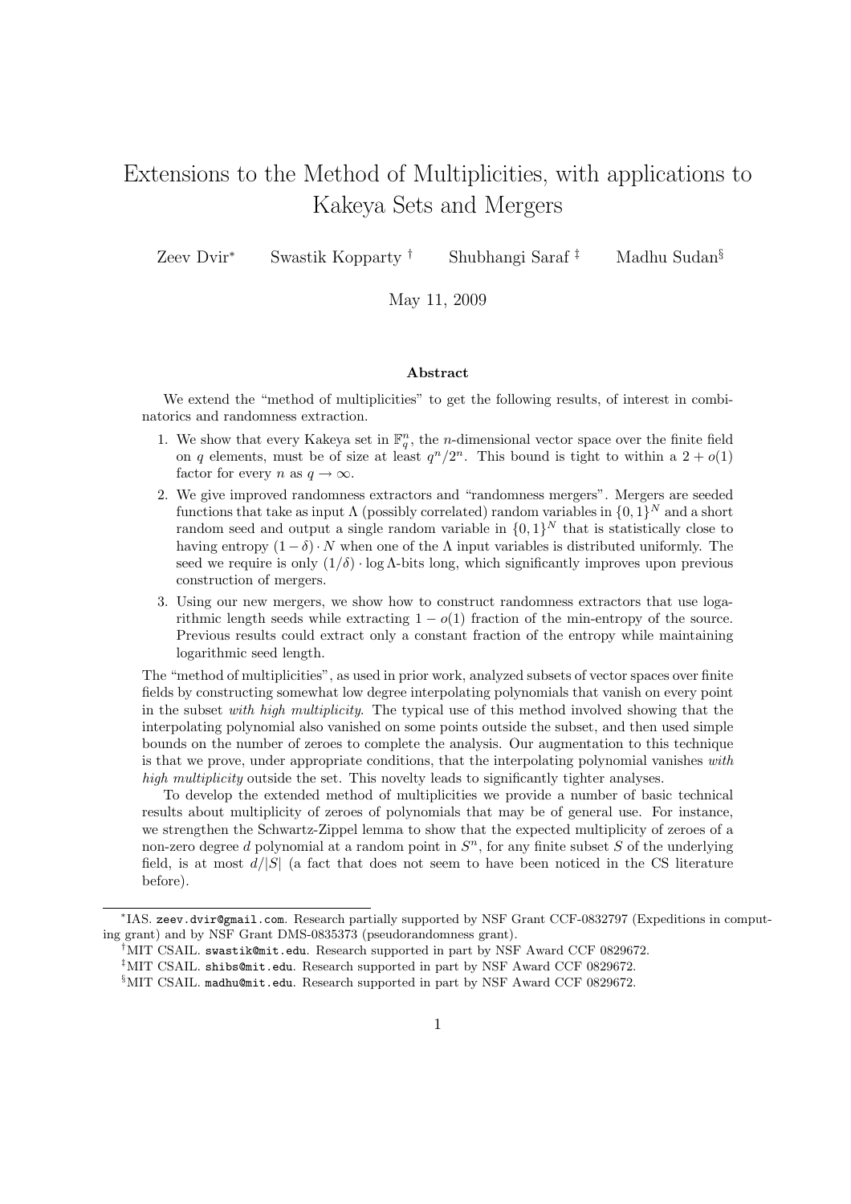# Extensions to the Method of Multiplicities, with applications to Kakeya Sets and Mergers

Zeev Dvir[*] Swastik Kopparty[†] Shubhangi Saraf[‡] Madhu Sudan[§]

May 11, 2009

## Abstract

We extend the "method of multiplicities" to get the following results, of interest in combinatorics and randomness extraction.

1. We show that every Kakeya set in $\mathbb{F}_q^n$, the $n$-dimensional vector space over the finite field on $q$ elements, must be of size at least $q^n/2^n$. This bound is tight to within a $2 + o(1)$ factor for every $n$ as $q \to \infty$.
2. We give improved randomness extractors and "randomness mergers". Mergers are seeded functions that take as input $\Lambda$ (possibly correlated) random variables in $\{0,1\}^N$ and a short random seed and output a single random variable in $\{0,1\}^N$ that is statistically close to having entropy $(1-\delta) \cdot N$ when one of the $\Lambda$ input variables is distributed uniformly. The seed we require is only $(1/\delta) \cdot \log \Lambda$-bits long, which significantly improves upon previous construction of mergers.
3. Using our new mergers, we show how to construct randomness extractors that use logarithmic length seeds while extracting $1 - o(1)$ fraction of the min-entropy of the source. Previous results could extract only a constant fraction of the entropy while maintaining logarithmic seed length.

The "method of multiplicities", as used in prior work, analyzed subsets of vector spaces over finite fields by constructing somewhat low degree interpolating polynomials that vanish on every point in the subset *with high multiplicity*. The typical use of this method involved showing that the interpolating polynomial also vanished on some points outside the subset, and then used simple bounds on the number of zeroes to complete the analysis. Our augmentation to this technique is that we prove, under appropriate conditions, that the interpolating polynomial vanishes *with high multiplicity* outside the set. This novelty leads to significantly tighter analyses.

To develop the extended method of multiplicities we provide a number of basic technical results about multiplicity of zeroes of polynomials that may be of general use. For instance, we strengthen the Schwartz-Zippel lemma to show that the expected multiplicity of zeroes of a non-zero degree $d$ polynomial at a random point in $S^n$, for any finite subset $S$ of the underlying field, is at most $d/|S|$ (a fact that does not seem to have been noticed in the CS literature before).

---

[*] IAS. `zeev.dvir@gmail.com`. Research partially supported by NSF Grant CCF-0832797 (Expeditions in computing grant) and by NSF Grant DMS-0835373 (pseudorandomness grant).

[†] MIT CSAIL. `swastik@mit.edu`. Research supported in part by NSF Award CCF 0829672.

[‡] MIT CSAIL. `shibs@mit.edu`. Research supported in part by NSF Award CCF 0829672.

[§] MIT CSAIL. `madhu@mit.edu`. Research supported in part by NSF Award CCF 0829672.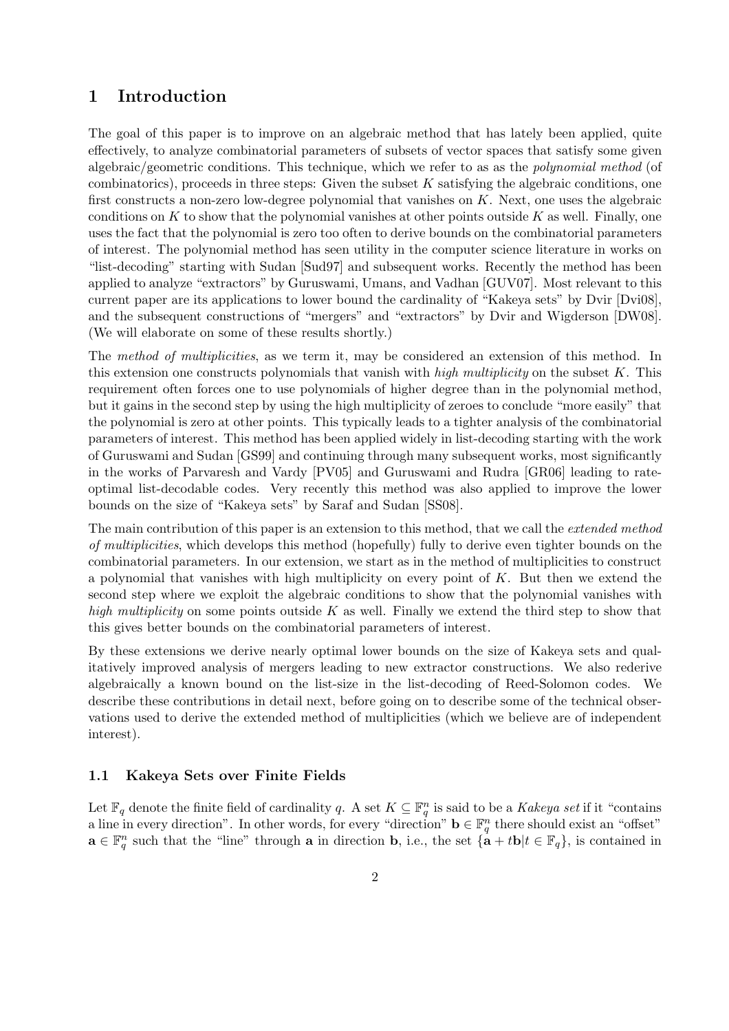# 1 Introduction

The goal of this paper is to improve on an algebraic method that has lately been applied, quite effectively, to analyze combinatorial parameters of subsets of vector spaces that satisfy some given algebraic/geometric conditions. This technique, which we refer to as as the *polynomial method* (of combinatorics), proceeds in three steps: Given the subset $K$ satisfying the algebraic conditions, one first constructs a non-zero low-degree polynomial that vanishes on $K$. Next, one uses the algebraic conditions on $K$ to show that the polynomial vanishes at other points outside $K$ as well. Finally, one uses the fact that the polynomial is zero too often to derive bounds on the combinatorial parameters of interest. The polynomial method has seen utility in the computer science literature in works on "list-decoding" starting with Sudan [Sud97] and subsequent works. Recently the method has been applied to analyze "extractors" by Guruswami, Umans, and Vadhan [GUV07]. Most relevant to this current paper are its applications to lower bound the cardinality of "Kakeya sets" by Dvir [Dvi08], and the subsequent constructions of "mergers" and "extractors" by Dvir and Wigderson [DW08]. (We will elaborate on some of these results shortly.)

The *method of multiplicities*, as we term it, may be considered an extension of this method. In this extension one constructs polynomials that vanish with *high multiplicity* on the subset $K$. This requirement often forces one to use polynomials of higher degree than in the polynomial method, but it gains in the second step by using the high multiplicity of zeroes to conclude "more easily" that the polynomial is zero at other points. This typically leads to a tighter analysis of the combinatorial parameters of interest. This method has been applied widely in list-decoding starting with the work of Guruswami and Sudan [GS99] and continuing through many subsequent works, most significantly in the works of Parvaresh and Vardy [PV05] and Guruswami and Rudra [GR06] leading to rate-optimal list-decodable codes. Very recently this method was also applied to improve the lower bounds on the size of "Kakeya sets" by Saraf and Sudan [SS08].

The main contribution of this paper is an extension to this method, that we call the *extended method of multiplicities*, which develops this method (hopefully) fully to derive even tighter bounds on the combinatorial parameters. In our extension, we start as in the method of multiplicities to construct a polynomial that vanishes with high multiplicity on every point of $K$. But then we extend the second step where we exploit the algebraic conditions to show that the polynomial vanishes with *high multiplicity* on some points outside $K$ as well. Finally we extend the third step to show that this gives better bounds on the combinatorial parameters of interest.

By these extensions we derive nearly optimal lower bounds on the size of Kakeya sets and qualitatively improved analysis of mergers leading to new extractor constructions. We also rederive algebraically a known bound on the list-size in the list-decoding of Reed-Solomon codes. We describe these contributions in detail next, before going on to describe some of the technical observations used to derive the extended method of multiplicities (which we believe are of independent interest).

## 1.1 Kakeya Sets over Finite Fields

Let $\mathbb{F}_q$ denote the finite field of cardinality $q$. A set $K \subseteq \mathbb{F}_q^n$ is said to be a *Kakeya set* if it "contains a line in every direction". In other words, for every "direction" $\mathbf{b} \in \mathbb{F}_q^n$ there should exist an "offset" $\mathbf{a} \in \mathbb{F}_q^n$ such that the "line" through $\mathbf{a}$ in direction $\mathbf{b}$, i.e., the set $\{\mathbf{a} + t\mathbf{b} | t \in \mathbb{F}_q\}$, is contained in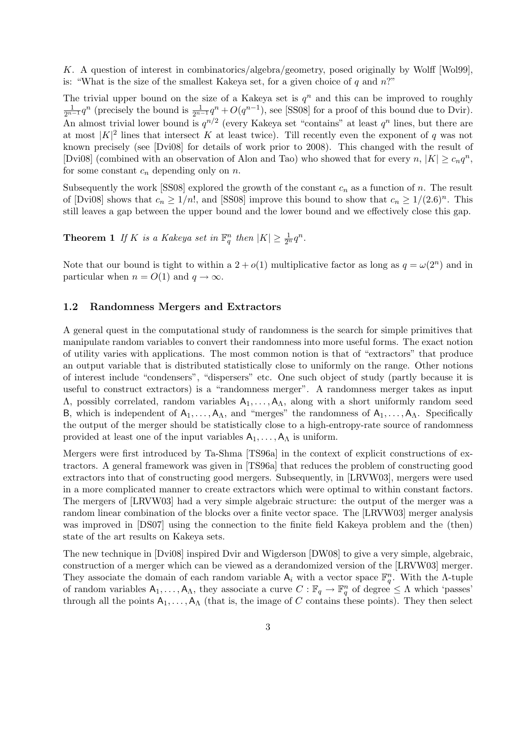$K$. A question of interest in combinatorics/algebra/geometry, posed originally by Wolff [Wol99], is: "What is the size of the smallest Kakeya set, for a given choice of $q$ and $n$?"

The trivial upper bound on the size of a Kakeya set is $q^n$ and this can be improved to roughly $\frac{1}{2^{n-1}}q^n$ (precisely the bound is $\frac{1}{2^{n-1}}q^n + O(q^{n-1})$, see [SS08] for a proof of this bound due to Dvir). An almost trivial lower bound is $q^{n/2}$ (every Kakeya set "contains" at least $q^n$ lines, but there are at most $|K|^2$ lines that intersect $K$ at least twice). Till recently even the exponent of $q$ was not known precisely (see [Dvi08] for details of work prior to 2008). This changed with the result of [Dvi08] (combined with an observation of Alon and Tao) who showed that for every $n$, $|K| \geq c_n q^n$, for some constant $c_n$ depending only on $n$.

Subsequently the work [SS08] explored the growth of the constant $c_n$ as a function of $n$. The result of [Dvi08] shows that $c_n \geq 1/n!$, and [SS08] improve this bound to show that $c_n \geq 1/(2.6)^n$. This still leaves a gap between the upper bound and the lower bound and we effectively close this gap.

**Theorem 1** *If $K$ is a Kakeya set in $\mathbb{F}_q^n$ then $|K| \geq \frac{1}{2^n}q^n$.*

Note that our bound is tight to within a $2 + o(1)$ multiplicative factor as long as $q = \omega(2^n)$ and in particular when $n = O(1)$ and $q \to \infty$.

### 1.2 Randomness Mergers and Extractors

A general quest in the computational study of randomness is the search for simple primitives that manipulate random variables to convert their randomness into more useful forms. The exact notion of utility varies with applications. The most common notion is that of "extractors" that produce an output variable that is distributed statistically close to uniformly on the range. Other notions of interest include "condensers", "dispersers" etc. One such object of study (partly because it is useful to construct extractors) is a "randomness merger". A randomness merger takes as input $\Lambda$, possibly correlated, random variables $\mathsf{A}_1, \ldots, \mathsf{A}_\Lambda$, along with a short uniformly random seed $\mathsf{B}$, which is independent of $\mathsf{A}_1, \ldots, \mathsf{A}_\Lambda$, and "merges" the randomness of $\mathsf{A}_1, \ldots, \mathsf{A}_\Lambda$. Specifically the output of the merger should be statistically close to a high-entropy-rate source of randomness provided at least one of the input variables $\mathsf{A}_1, \ldots, \mathsf{A}_\Lambda$ is uniform.

Mergers were first introduced by Ta-Shma [TS96a] in the context of explicit constructions of extractors. A general framework was given in [TS96a] that reduces the problem of constructing good extractors into that of constructing good mergers. Subsequently, in [LRVW03], mergers were used in a more complicated manner to create extractors which were optimal to within constant factors. The mergers of [LRVW03] had a very simple algebraic structure: the output of the merger was a random linear combination of the blocks over a finite vector space. The [LRVW03] merger analysis was improved in [DS07] using the connection to the finite field Kakeya problem and the (then) state of the art results on Kakeya sets.

The new technique in [Dvi08] inspired Dvir and Wigderson [DW08] to give a very simple, algebraic, construction of a merger which can be viewed as a derandomized version of the [LRVW03] merger. They associate the domain of each random variable $\mathsf{A}_i$ with a vector space $\mathbb{F}_q^n$. With the $\Lambda$-tuple of random variables $\mathsf{A}_1, \ldots, \mathsf{A}_\Lambda$, they associate a curve $C : \mathbb{F}_q \to \mathbb{F}_q^n$ of degree $\leq \Lambda$ which 'passes' through all the points $\mathsf{A}_1, \ldots, \mathsf{A}_\Lambda$ (that is, the image of $C$ contains these points). They then select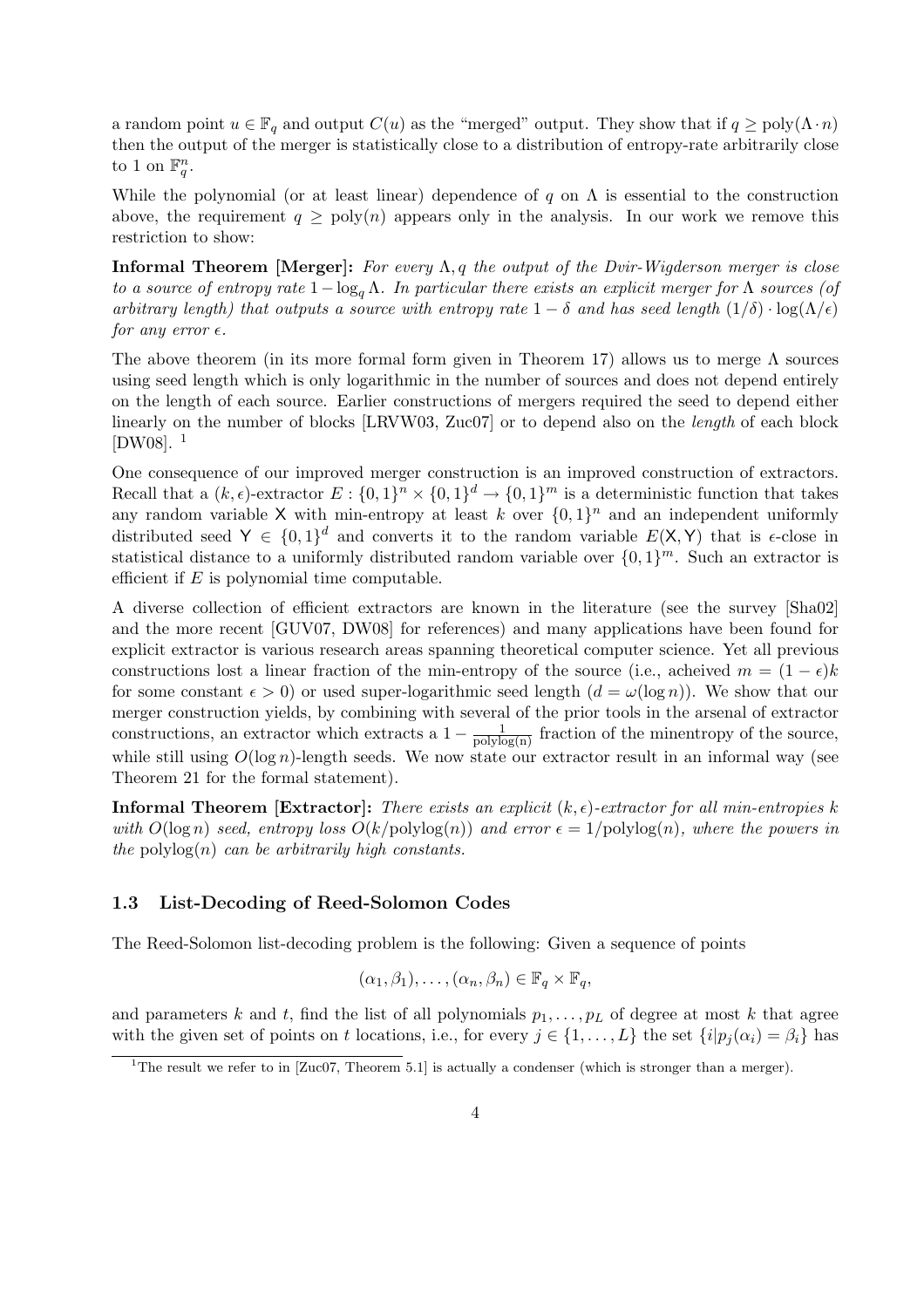a random point $u \in \mathbb{F}_q$ and output $C(u)$ as the "merged" output. They show that if $q \geq \text{poly}(\Lambda \cdot n)$ then the output of the merger is statistically close to a distribution of entropy-rate arbitrarily close to 1 on $\mathbb{F}_q^n$.

While the polynomial (or at least linear) dependence of $q$ on $\Lambda$ is essential to the construction above, the requirement $q \geq \text{poly}(n)$ appears only in the analysis. In our work we remove this restriction to show:

**Informal Theorem [Merger]:** *For every $\Lambda, q$ the output of the Dvir-Wigderson merger is close to a source of entropy rate $1 - \log_q \Lambda$. In particular there exists an explicit merger for $\Lambda$ sources (of arbitrary length) that outputs a source with entropy rate $1 - \delta$ and has seed length $(1/\delta) \cdot \log(\Lambda/\epsilon)$ for any error $\epsilon$.*

The above theorem (in its more formal form given in Theorem 17) allows us to merge $\Lambda$ sources using seed length which is only logarithmic in the number of sources and does not depend entirely on the length of each source. Earlier constructions of mergers required the seed to depend either linearly on the number of blocks [LRVW03, Zuc07] or to depend also on the *length* of each block [DW08]. [1]

One consequence of our improved merger construction is an improved construction of extractors. Recall that a $(k, \epsilon)$-extractor $E : \{0,1\}^n \times \{0,1\}^d \to \{0,1\}^m$ is a deterministic function that takes any random variable $\mathsf{X}$ with min-entropy at least $k$ over $\{0,1\}^n$ and an independent uniformly distributed seed $\mathsf{Y} \in \{0,1\}^d$ and converts it to the random variable $E(\mathsf{X}, \mathsf{Y})$ that is $\epsilon$-close in statistical distance to a uniformly distributed random variable over $\{0,1\}^m$. Such an extractor is efficient if $E$ is polynomial time computable.

A diverse collection of efficient extractors are known in the literature (see the survey [Sha02] and the more recent [GUV07, DW08] for references) and many applications have been found for explicit extractor is various research areas spanning theoretical computer science. Yet all previous constructions lost a linear fraction of the min-entropy of the source (i.e., acheived $m = (1-\epsilon)k$ for some constant $\epsilon > 0$) or used super-logarithmic seed length ($d = \omega(\log n)$). We show that our merger construction yields, by combining with several of the prior tools in the arsenal of extractor constructions, an extractor which extracts a $1 - \frac{1}{\text{polylog(n)}}$ fraction of the minentropy of the source, while still using $O(\log n)$-length seeds. We now state our extractor result in an informal way (see Theorem 21 for the formal statement).

**Informal Theorem [Extractor]:** *There exists an explicit $(k, \epsilon)$-extractor for all min-entropies $k$ with $O(\log n)$ seed, entropy loss $O(k/\text{polylog}(n))$ and error $\epsilon = 1/\text{polylog}(n)$, where the powers in the $\text{polylog}(n)$ can be arbitrarily high constants.*

### 1.3 List-Decoding of Reed-Solomon Codes

The Reed-Solomon list-decoding problem is the following: Given a sequence of points

$$(\alpha_1, \beta_1), \ldots, (\alpha_n, \beta_n) \in \mathbb{F}_q \times \mathbb{F}_q,$$

and parameters $k$ and $t$, find the list of all polynomials $p_1, \ldots, p_L$ of degree at most $k$ that agree with the given set of points on $t$ locations, i.e., for every $j \in \{1, \ldots, L\}$ the set $\{i | p_j(\alpha_i) = \beta_i\}$ has

[1] The result we refer to in [Zuc07, Theorem 5.1] is actually a condenser (which is stronger than a merger).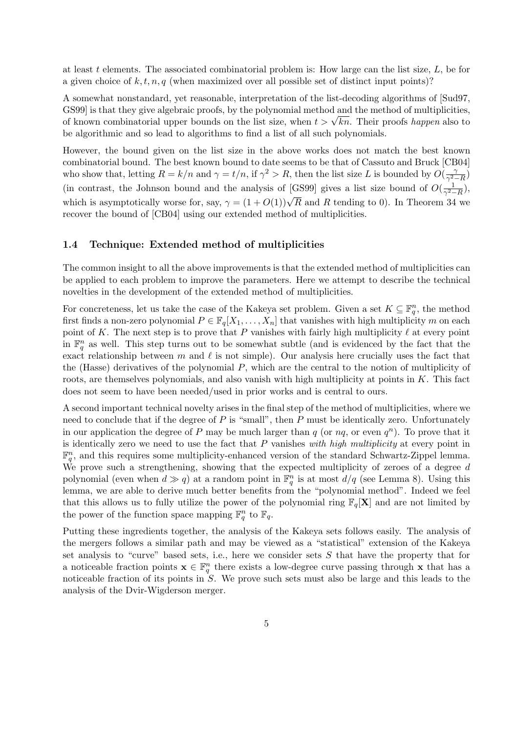at least $t$ elements. The associated combinatorial problem is: How large can the list size, $L$, be for a given choice of $k, t, n, q$ (when maximized over all possible set of distinct input points)?

A somewhat nonstandard, yet reasonable, interpretation of the list-decoding algorithms of [Sud97, GS99] is that they give algebraic proofs, by the polynomial method and the method of multiplicities, of known combinatorial upper bounds on the list size, when $t > \sqrt{kn}$. Their proofs *happen* also to be algorithmic and so lead to algorithms to find a list of all such polynomials.

However, the bound given on the list size in the above works does not match the best known combinatorial bound. The best known bound to date seems to be that of Cassuto and Bruck [CB04] who show that, letting $R = k/n$ and $\gamma = t/n$, if $\gamma^2 > R$, then the list size $L$ is bounded by $O(\frac{\gamma}{\gamma^2 - R})$ (in contrast, the Johnson bound and the analysis of [GS99] gives a list size bound of $O(\frac{1}{\gamma^2 - R})$, which is asymptotically worse for, say, $\gamma = (1 + O(1))\sqrt{R}$ and $R$ tending to 0). In Theorem 34 we recover the bound of [CB04] using our extended method of multiplicities.

### 1.4 Technique: Extended method of multiplicities

The common insight to all the above improvements is that the extended method of multiplicities can be applied to each problem to improve the parameters. Here we attempt to describe the technical novelties in the development of the extended method of multiplicities.

For concreteness, let us take the case of the Kakeya set problem. Given a set $K \subseteq \mathbb{F}_q^n$, the method first finds a non-zero polynomial $P \in \mathbb{F}_q[X_1, \ldots, X_n]$ that vanishes with high multiplicity $m$ on each point of $K$. The next step is to prove that $P$ vanishes with fairly high multiplicity $\ell$ at every point in $\mathbb{F}_q^n$ as well. This step turns out to be somewhat subtle (and is evidenced by the fact that the exact relationship between $m$ and $\ell$ is not simple). Our analysis here crucially uses the fact that the (Hasse) derivatives of the polynomial $P$, which are the central to the notion of multiplicity of roots, are themselves polynomials, and also vanish with high multiplicity at points in $K$. This fact does not seem to have been needed/used in prior works and is central to ours.

A second important technical novelty arises in the final step of the method of multiplicities, where we need to conclude that if the degree of $P$ is "small", then $P$ must be identically zero. Unfortunately in our application the degree of $P$ may be much larger than $q$ (or $nq$, or even $q^n$). To prove that it is identically zero we need to use the fact that $P$ vanishes *with high multiplicity* at every point in $\mathbb{F}_q^n$, and this requires some multiplicity-enhanced version of the standard Schwartz-Zippel lemma. We prove such a strengthening, showing that the expected multiplicity of zeroes of a degree $d$ polynomial (even when $d \gg q$) at a random point in $\mathbb{F}_q^n$ is at most $d/q$ (see Lemma 8). Using this lemma, we are able to derive much better benefits from the "polynomial method". Indeed we feel that this allows us to fully utilize the power of the polynomial ring $\mathbb{F}_q[\mathbf{X}]$ and are not limited by the power of the function space mapping $\mathbb{F}_q^n$ to $\mathbb{F}_q$.

Putting these ingredients together, the analysis of the Kakeya sets follows easily. The analysis of the mergers follows a similar path and may be viewed as a "statistical" extension of the Kakeya set analysis to "curve" based sets, i.e., here we consider sets $S$ that have the property that for a noticeable fraction points $\mathbf{x} \in \mathbb{F}_q^n$ there exists a low-degree curve passing through $\mathbf{x}$ that has a noticeable fraction of its points in $S$. We prove such sets must also be large and this leads to the analysis of the Dvir-Wigderson merger.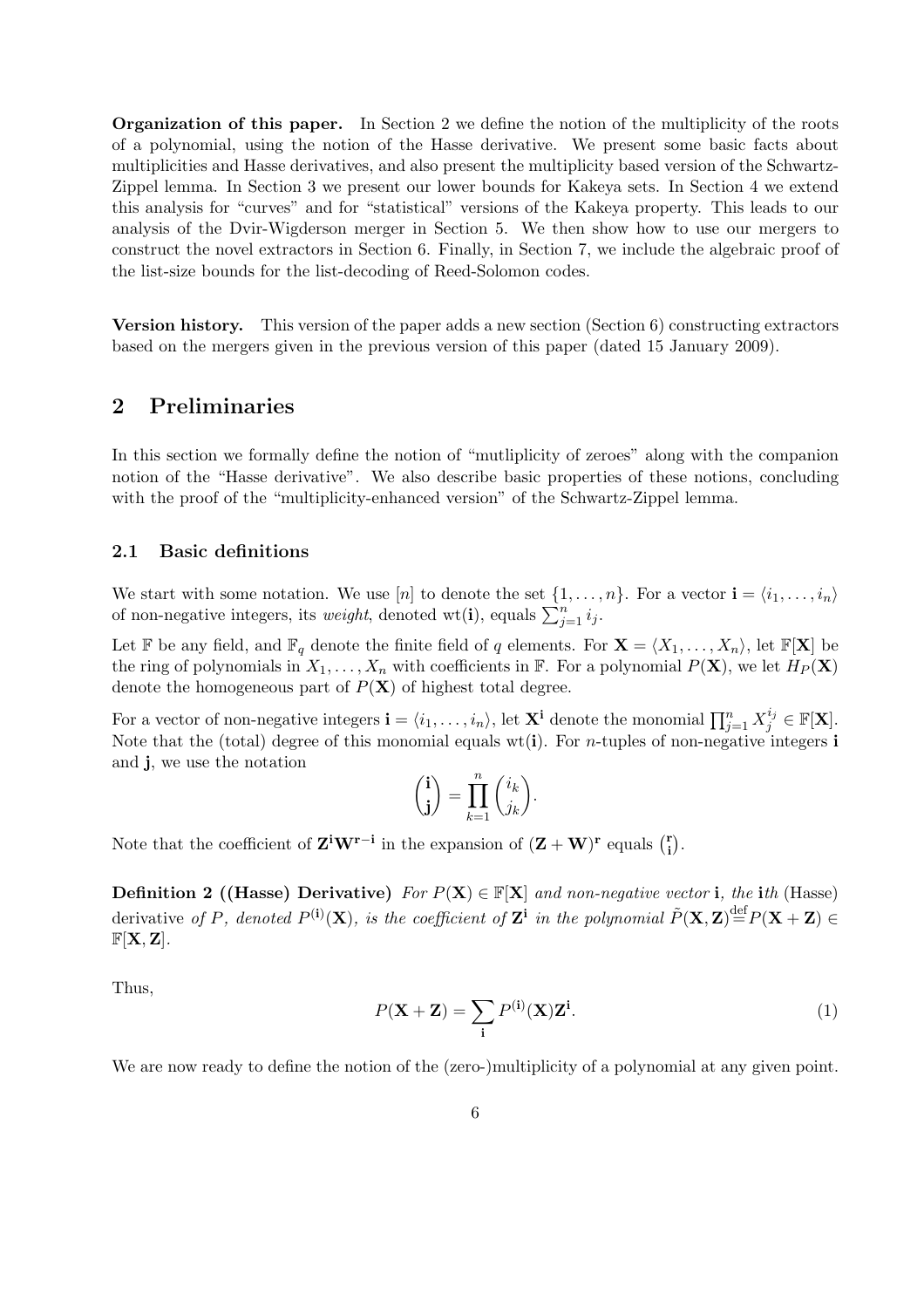**Organization of this paper.** In Section 2 we define the notion of the multiplicity of the roots of a polynomial, using the notion of the Hasse derivative. We present some basic facts about multiplicities and Hasse derivatives, and also present the multiplicity based version of the Schwartz-Zippel lemma. In Section 3 we present our lower bounds for Kakeya sets. In Section 4 we extend this analysis for "curves" and for "statistical" versions of the Kakeya property. This leads to our analysis of the Dvir-Wigderson merger in Section 5. We then show how to use our mergers to construct the novel extractors in Section 6. Finally, in Section 7, we include the algebraic proof of the list-size bounds for the list-decoding of Reed-Solomon codes.

**Version history.** This version of the paper adds a new section (Section 6) constructing extractors based on the mergers given in the previous version of this paper (dated 15 January 2009).

## 2 Preliminaries

In this section we formally define the notion of "mutliplicity of zeroes" along with the companion notion of the "Hasse derivative". We also describe basic properties of these notions, concluding with the proof of the "multiplicity-enhanced version" of the Schwartz-Zippel lemma.

### 2.1 Basic definitions

We start with some notation. We use $[n]$ to denote the set $\{1, \ldots, n\}$. For a vector $\mathbf{i} = \langle i_1, \ldots, i_n \rangle$ of non-negative integers, its *weight*, denoted $\mathrm{wt}(\mathbf{i})$, equals $\sum_{j=1}^{n} i_j$.

Let $\mathbb{F}$ be any field, and $\mathbb{F}_q$ denote the finite field of $q$ elements. For $\mathbf{X} = \langle X_1, \ldots, X_n \rangle$, let $\mathbb{F}[\mathbf{X}]$ be the ring of polynomials in $X_1, \ldots, X_n$ with coefficients in $\mathbb{F}$. For a polynomial $P(\mathbf{X})$, we let $H_P(\mathbf{X})$ denote the homogeneous part of $P(\mathbf{X})$ of highest total degree.

For a vector of non-negative integers $\mathbf{i} = \langle i_1, \ldots, i_n \rangle$, let $\mathbf{X}^{\mathbf{i}}$ denote the monomial $\prod_{j=1}^{n} X_j^{i_j} \in \mathbb{F}[\mathbf{X}]$. Note that the (total) degree of this monomial equals $\mathrm{wt}(\mathbf{i})$. For $n$-tuples of non-negative integers $\mathbf{i}$ and $\mathbf{j}$, we use the notation

$$\binom{\mathbf{i}}{\mathbf{j}} = \prod_{k=1}^{n} \binom{i_k}{j_k}.$$

Note that the coefficient of $\mathbf{Z}^{\mathbf{i}}\mathbf{W}^{\mathbf{r}-\mathbf{i}}$ in the expansion of $(\mathbf{Z} + \mathbf{W})^{\mathbf{r}}$ equals $\binom{\mathbf{r}}{\mathbf{i}}$.

**Definition 2 ((Hasse) Derivative)** *For $P(\mathbf{X}) \in \mathbb{F}[\mathbf{X}]$ and non-negative vector $\mathbf{i}$, the $\mathbf{i}$th* (Hasse) derivative *of $P$, denoted $P^{(\mathbf{i})}(\mathbf{X})$, is the coefficient of $\mathbf{Z}^{\mathbf{i}}$ in the polynomial $\tilde{P}(\mathbf{X}, \mathbf{Z}) \stackrel{\text{def}}{=} P(\mathbf{X} + \mathbf{Z}) \in \mathbb{F}[\mathbf{X}, \mathbf{Z}]$.*

Thus,

$$P(\mathbf{X} + \mathbf{Z}) = \sum_{\mathbf{i}} P^{(\mathbf{i})}(\mathbf{X})\mathbf{Z}^{\mathbf{i}}. \tag{1}$$

We are now ready to define the notion of the (zero-)multiplicity of a polynomial at any given point.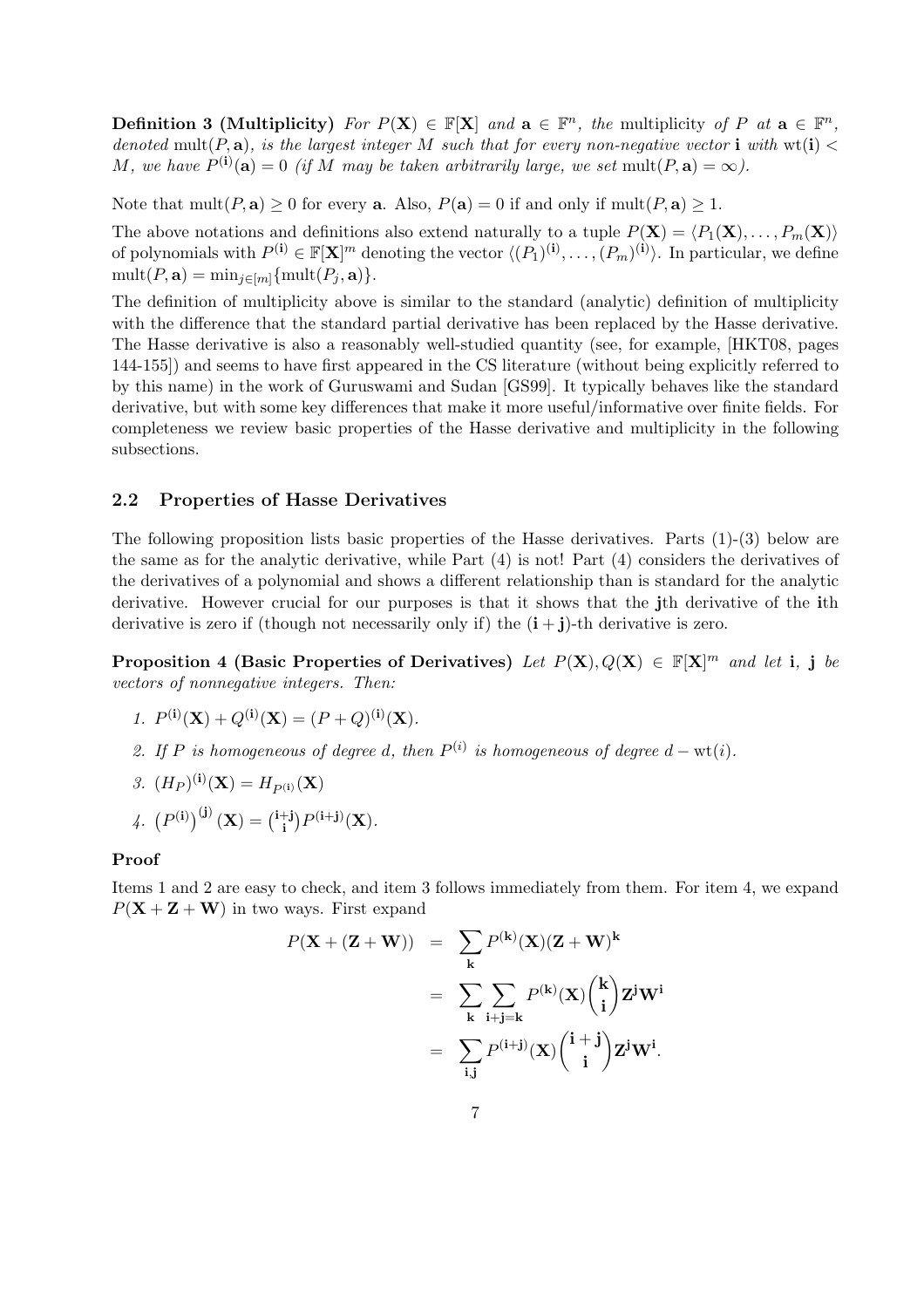**Definition 3 (Multiplicity)** *For $P(\mathbf{X}) \in \mathbb{F}[\mathbf{X}]$ and $\mathbf{a} \in \mathbb{F}^n$, the* multiplicity *of $P$ at $\mathbf{a} \in \mathbb{F}^n$, denoted $\mathrm{mult}(P, \mathbf{a})$, is the largest integer $M$ such that for every non-negative vector $\mathbf{i}$ with $\mathrm{wt}(\mathbf{i}) < M$, we have $P^{(\mathbf{i})}(\mathbf{a}) = 0$ (if $M$ may be taken arbitrarily large, we set $\mathrm{mult}(P, \mathbf{a}) = \infty$).*

Note that $\mathrm{mult}(P, \mathbf{a}) \geq 0$ for every $\mathbf{a}$. Also, $P(\mathbf{a}) = 0$ if and only if $\mathrm{mult}(P, \mathbf{a}) \geq 1$.

The above notations and definitions also extend naturally to a tuple $P(\mathbf{X}) = \langle P_1(\mathbf{X}), \ldots, P_m(\mathbf{X})\rangle$ of polynomials with $P^{(\mathbf{i})} \in \mathbb{F}[\mathbf{X}]^m$ denoting the vector $\langle (P_1)^{(\mathbf{i})}, \ldots, (P_m)^{(\mathbf{i})}\rangle$. In particular, we define $\mathrm{mult}(P, \mathbf{a}) = \min_{j \in [m]}\{\mathrm{mult}(P_j, \mathbf{a})\}$.

The definition of multiplicity above is similar to the standard (analytic) definition of multiplicity with the difference that the standard partial derivative has been replaced by the Hasse derivative. The Hasse derivative is also a reasonably well-studied quantity (see, for example, [HKT08, pages 144-155]) and seems to have first appeared in the CS literature (without being explicitly referred to by this name) in the work of Guruswami and Sudan [GS99]. It typically behaves like the standard derivative, but with some key differences that make it more useful/informative over finite fields. For completeness we review basic properties of the Hasse derivative and multiplicity in the following subsections.

### 2.2 Properties of Hasse Derivatives

The following proposition lists basic properties of the Hasse derivatives. Parts (1)-(3) below are the same as for the analytic derivative, while Part (4) is not! Part (4) considers the derivatives of the derivatives of a polynomial and shows a different relationship than is standard for the analytic derivative. However crucial for our purposes is that it shows that the $\mathbf{j}$th derivative of the $\mathbf{i}$th derivative is zero if (though not necessarily only if) the $(\mathbf{i}+\mathbf{j})$-th derivative is zero.

**Proposition 4 (Basic Properties of Derivatives)** *Let $P(\mathbf{X}), Q(\mathbf{X}) \in \mathbb{F}[\mathbf{X}]^m$ and let $\mathbf{i}$, $\mathbf{j}$ be vectors of nonnegative integers. Then:*

1. $P^{(\mathbf{i})}(\mathbf{X}) + Q^{(\mathbf{i})}(\mathbf{X}) = (P+Q)^{(\mathbf{i})}(\mathbf{X})$.
2. *If $P$ is homogeneous of degree $d$, then $P^{(i)}$ is homogeneous of degree $d - \mathrm{wt}(i)$.*
3. $(H_P)^{(\mathbf{i})}(\mathbf{X}) = H_{P^{(\mathbf{i})}}(\mathbf{X})$
4. $\left(P^{(\mathbf{i})}\right)^{(\mathbf{j})}(\mathbf{X}) = \binom{\mathbf{i}+\mathbf{j}}{\mathbf{i}} P^{(\mathbf{i}+\mathbf{j})}(\mathbf{X})$.

**Proof**

Items 1 and 2 are easy to check, and item 3 follows immediately from them. For item 4, we expand $P(\mathbf{X}+\mathbf{Z}+\mathbf{W})$ in two ways. First expand

$$
\begin{aligned}
P(\mathbf{X} + (\mathbf{Z} + \mathbf{W})) &= \sum_{\mathbf{k}} P^{(\mathbf{k})}(\mathbf{X})(\mathbf{Z}+\mathbf{W})^{\mathbf{k}} \\
&= \sum_{\mathbf{k}} \sum_{\mathbf{i}+\mathbf{j}=\mathbf{k}} P^{(\mathbf{k})}(\mathbf{X}) \binom{\mathbf{k}}{\mathbf{i}} \mathbf{Z}^{\mathbf{j}} \mathbf{W}^{\mathbf{i}} \\
&= \sum_{\mathbf{i},\mathbf{j}} P^{(\mathbf{i}+\mathbf{j})}(\mathbf{X}) \binom{\mathbf{i}+\mathbf{j}}{\mathbf{i}} \mathbf{Z}^{\mathbf{j}} \mathbf{W}^{\mathbf{i}}.
\end{aligned}
$$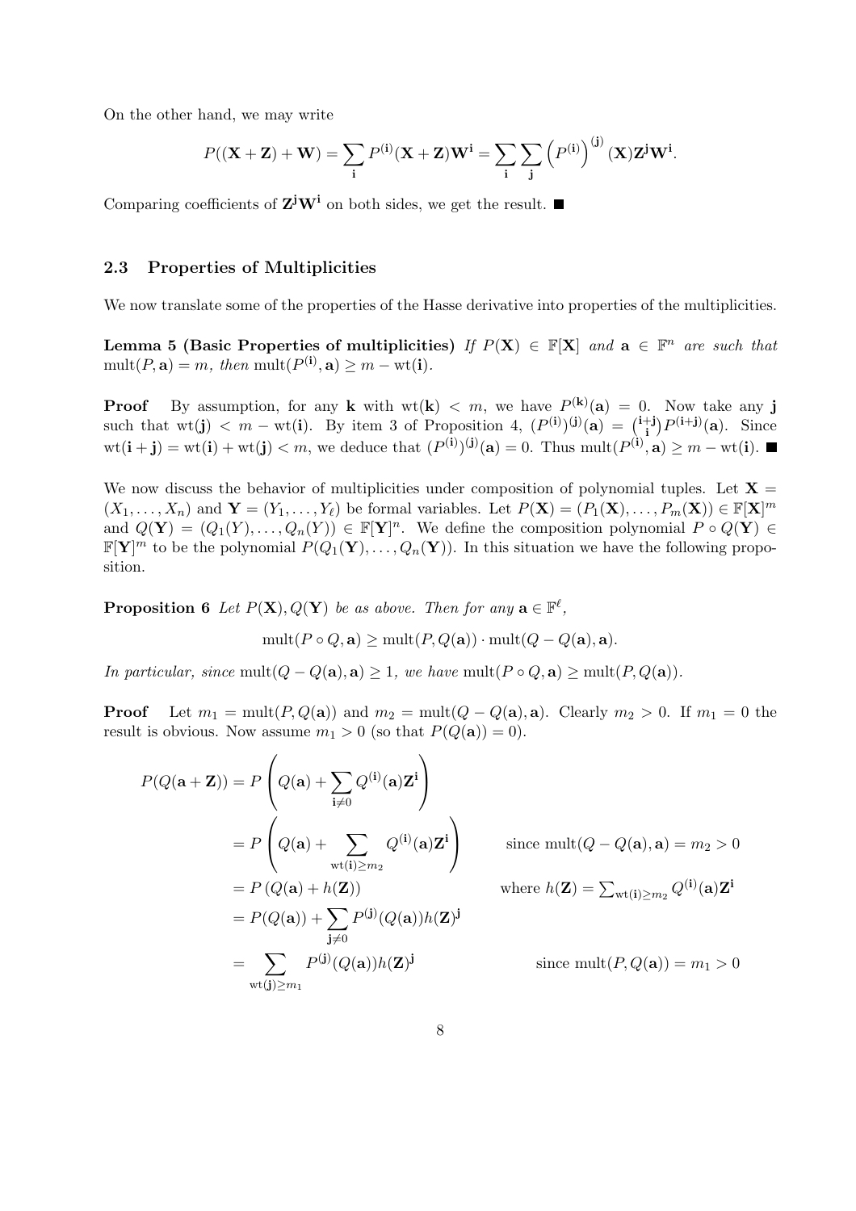On the other hand, we may write

$$P((\mathbf{X}+\mathbf{Z})+\mathbf{W}) = \sum_{\mathbf{i}} P^{(\mathbf{i})}(\mathbf{X}+\mathbf{Z})\mathbf{W}^{\mathbf{i}} = \sum_{\mathbf{i}} \sum_{\mathbf{j}} \left(P^{(\mathbf{i})}\right)^{(\mathbf{j})}(\mathbf{X})\mathbf{Z}^{\mathbf{j}}\mathbf{W}^{\mathbf{i}}.$$

Comparing coefficients of $\mathbf{Z}^{\mathbf{j}}\mathbf{W}^{\mathbf{i}}$ on both sides, we get the result. ■

### 2.3 Properties of Multiplicities

We now translate some of the properties of the Hasse derivative into properties of the multiplicities.

**Lemma 5 (Basic Properties of multiplicities)** *If $P(\mathbf{X}) \in \mathbb{F}[\mathbf{X}]$ and $\mathbf{a} \in \mathbb{F}^n$ are such that $\mathrm{mult}(P, \mathbf{a}) = m$, then $\mathrm{mult}(P^{(\mathbf{i})}, \mathbf{a}) \geq m - \mathrm{wt}(\mathbf{i})$.*

**Proof** By assumption, for any $\mathbf{k}$ with $\mathrm{wt}(\mathbf{k}) < m$, we have $P^{(\mathbf{k})}(\mathbf{a}) = 0$. Now take any $\mathbf{j}$ such that $\mathrm{wt}(\mathbf{j}) < m - \mathrm{wt}(\mathbf{i})$. By item 3 of Proposition 4, $(P^{(\mathbf{i})})^{(\mathbf{j})}(\mathbf{a}) = \binom{\mathbf{i}+\mathbf{j}}{\mathbf{i}} P^{(\mathbf{i}+\mathbf{j})}(\mathbf{a})$. Since $\mathrm{wt}(\mathbf{i}+\mathbf{j}) = \mathrm{wt}(\mathbf{i}) + \mathrm{wt}(\mathbf{j}) < m$, we deduce that $(P^{(\mathbf{i})})^{(\mathbf{j})}(\mathbf{a}) = 0$. Thus $\mathrm{mult}(P^{(\mathbf{i})}, \mathbf{a}) \geq m - \mathrm{wt}(\mathbf{i})$. ■

We now discuss the behavior of multiplicities under composition of polynomial tuples. Let $\mathbf{X} = (X_1, \ldots, X_n)$ and $\mathbf{Y} = (Y_1, \ldots, Y_\ell)$ be formal variables. Let $P(\mathbf{X}) = (P_1(\mathbf{X}), \ldots, P_m(\mathbf{X})) \in \mathbb{F}[\mathbf{X}]^m$ and $Q(\mathbf{Y}) = (Q_1(Y), \ldots, Q_n(Y)) \in \mathbb{F}[\mathbf{Y}]^n$. We define the composition polynomial $P \circ Q(\mathbf{Y}) \in \mathbb{F}[\mathbf{Y}]^m$ to be the polynomial $P(Q_1(\mathbf{Y}), \ldots, Q_n(\mathbf{Y}))$. In this situation we have the following proposition.

**Proposition 6** *Let $P(\mathbf{X}), Q(\mathbf{Y})$ be as above. Then for any $\mathbf{a} \in \mathbb{F}^\ell$,*

$$\mathrm{mult}(P \circ Q, \mathbf{a}) \geq \mathrm{mult}(P, Q(\mathbf{a})) \cdot \mathrm{mult}(Q - Q(\mathbf{a}), \mathbf{a}).$$

*In particular, since $\mathrm{mult}(Q - Q(\mathbf{a}), \mathbf{a}) \geq 1$, we have $\mathrm{mult}(P \circ Q, \mathbf{a}) \geq \mathrm{mult}(P, Q(\mathbf{a}))$.*

**Proof** Let $m_1 = \mathrm{mult}(P, Q(\mathbf{a}))$ and $m_2 = \mathrm{mult}(Q - Q(\mathbf{a}), \mathbf{a})$. Clearly $m_2 > 0$. If $m_1 = 0$ the result is obvious. Now assume $m_1 > 0$ (so that $P(Q(\mathbf{a})) = 0$).

$$\begin{aligned}
P(Q(\mathbf{a}+\mathbf{Z})) &= P\left(Q(\mathbf{a}) + \sum_{\mathbf{i}\neq 0} Q^{(\mathbf{i})}(\mathbf{a})\mathbf{Z}^{\mathbf{i}}\right) \\
&= P\left(Q(\mathbf{a}) + \sum_{\mathrm{wt}(\mathbf{i})\geq m_2} Q^{(\mathbf{i})}(\mathbf{a})\mathbf{Z}^{\mathbf{i}}\right) && \text{since } \mathrm{mult}(Q - Q(\mathbf{a}), \mathbf{a}) = m_2 > 0 \\
&= P\left(Q(\mathbf{a}) + h(\mathbf{Z})\right) && \text{where } h(\mathbf{Z}) = \textstyle\sum_{\mathrm{wt}(\mathbf{i})\geq m_2} Q^{(\mathbf{i})}(\mathbf{a})\mathbf{Z}^{\mathbf{i}} \\
&= P(Q(\mathbf{a})) + \sum_{\mathbf{j}\neq 0} P^{(\mathbf{j})}(Q(\mathbf{a}))h(\mathbf{Z})^{\mathbf{j}} \\
&= \sum_{\mathrm{wt}(\mathbf{j})\geq m_1} P^{(\mathbf{j})}(Q(\mathbf{a}))h(\mathbf{Z})^{\mathbf{j}} && \text{since } \mathrm{mult}(P, Q(\mathbf{a})) = m_1 > 0
\end{aligned}$$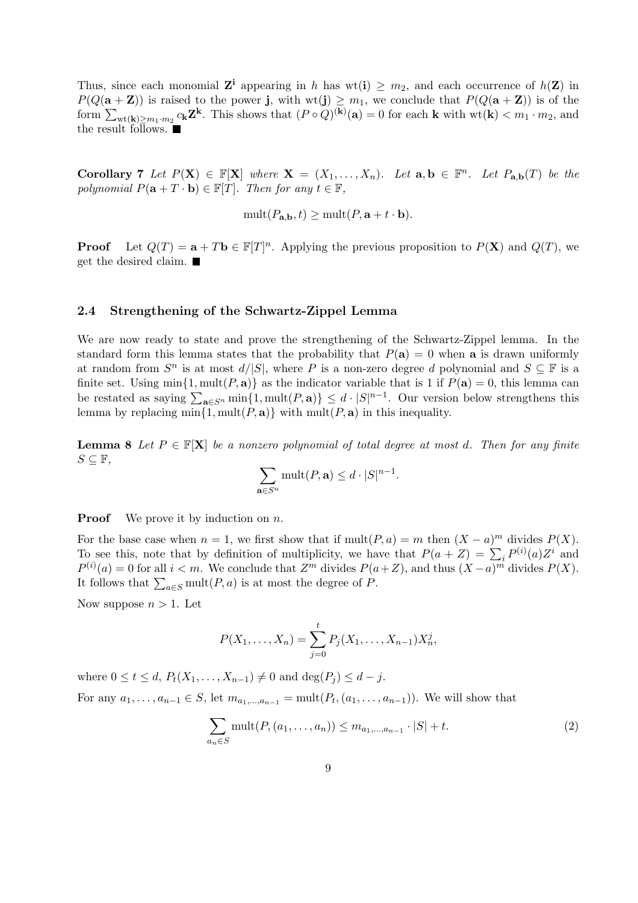Thus, since each monomial $\mathbf{Z}^{\mathbf{i}}$ appearing in $h$ has $\mathrm{wt}(\mathbf{i}) \geq m_2$, and each occurrence of $h(\mathbf{Z})$ in $P(Q(\mathbf{a}+\mathbf{Z}))$ is raised to the power $\mathbf{j}$, with $\mathrm{wt}(\mathbf{j}) \geq m_1$, we conclude that $P(Q(\mathbf{a}+\mathbf{Z}))$ is of the form $\sum_{\mathrm{wt}(\mathbf{k}) \geq m_1 \cdot m_2} c_{\mathbf{k}} \mathbf{Z}^{\mathbf{k}}$. This shows that $(P \circ Q)^{(\mathbf{k})}(\mathbf{a}) = 0$ for each $\mathbf{k}$ with $\mathrm{wt}(\mathbf{k}) < m_1 \cdot m_2$, and the result follows. ■

**Corollary 7** *Let $P(\mathbf{X}) \in \mathbb{F}[\mathbf{X}]$ where $\mathbf{X} = (X_1, \ldots, X_n)$. Let $\mathbf{a}, \mathbf{b} \in \mathbb{F}^n$. Let $P_{\mathbf{a},\mathbf{b}}(T)$ be the polynomial $P(\mathbf{a} + T \cdot \mathbf{b}) \in \mathbb{F}[T]$. Then for any $t \in \mathbb{F}$,*

$$\mathrm{mult}(P_{\mathbf{a},\mathbf{b}}, t) \geq \mathrm{mult}(P, \mathbf{a} + t \cdot \mathbf{b}).$$

**Proof** Let $Q(T) = \mathbf{a} + T\mathbf{b} \in \mathbb{F}[T]^n$. Applying the previous proposition to $P(\mathbf{X})$ and $Q(T)$, we get the desired claim. ■

### 2.4 Strengthening of the Schwartz-Zippel Lemma

We are now ready to state and prove the strengthening of the Schwartz-Zippel lemma. In the standard form this lemma states that the probability that $P(\mathbf{a}) = 0$ when $\mathbf{a}$ is drawn uniformly at random from $S^n$ is at most $d/|S|$, where $P$ is a non-zero degree $d$ polynomial and $S \subseteq \mathbb{F}$ is a finite set. Using $\min\{1, \mathrm{mult}(P, \mathbf{a})\}$ as the indicator variable that is 1 if $P(\mathbf{a}) = 0$, this lemma can be restated as saying $\sum_{\mathbf{a} \in S^n} \min\{1, \mathrm{mult}(P, \mathbf{a})\} \leq d \cdot |S|^{n-1}$. Our version below strengthens this lemma by replacing $\min\{1, \mathrm{mult}(P, \mathbf{a})\}$ with $\mathrm{mult}(P, \mathbf{a})$ in this inequality.

**Lemma 8** *Let $P \in \mathbb{F}[\mathbf{X}]$ be a nonzero polynomial of total degree at most $d$. Then for any finite $S \subseteq \mathbb{F}$,*

$$\sum_{\mathbf{a} \in S^n} \mathrm{mult}(P, \mathbf{a}) \leq d \cdot |S|^{n-1}.$$

**Proof** We prove it by induction on $n$.

For the base case when $n = 1$, we first show that if $\mathrm{mult}(P, a) = m$ then $(X - a)^m$ divides $P(X)$. To see this, note that by definition of multiplicity, we have that $P(a + Z) = \sum_i P^{(i)}(a) Z^i$ and $P^{(i)}(a) = 0$ for all $i < m$. We conclude that $Z^m$ divides $P(a+Z)$, and thus $(X-a)^m$ divides $P(X)$. It follows that $\sum_{a \in S} \mathrm{mult}(P, a)$ is at most the degree of $P$.

Now suppose $n > 1$. Let

$$P(X_1, \ldots, X_n) = \sum_{j=0}^{t} P_j(X_1, \ldots, X_{n-1}) X_n^j,$$

where $0 \leq t \leq d$, $P_t(X_1, \ldots, X_{n-1}) \neq 0$ and $\deg(P_j) \leq d - j$.

For any $a_1, \ldots, a_{n-1} \in S$, let $m_{a_1,\ldots,a_{n-1}} = \mathrm{mult}(P_t, (a_1, \ldots, a_{n-1}))$. We will show that

$$\sum_{a_n \in S} \mathrm{mult}(P, (a_1, \ldots, a_n)) \leq m_{a_1,\ldots,a_{n-1}} \cdot |S| + t. \tag{2}$$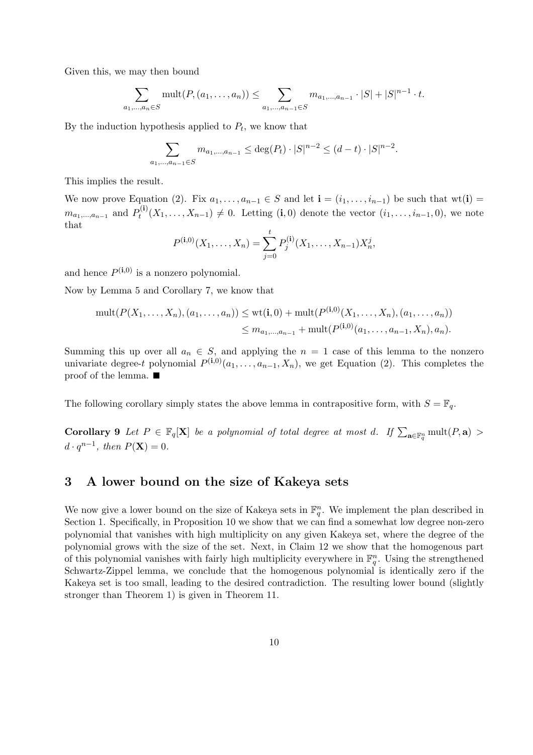Given this, we may then bound

$$\sum_{a_1,\ldots,a_n \in S} \text{mult}(P, (a_1, \ldots, a_n)) \leq \sum_{a_1,\ldots,a_{n-1} \in S} m_{a_1,\ldots,a_{n-1}} \cdot |S| + |S|^{n-1} \cdot t.$$

By the induction hypothesis applied to $P_t$, we know that

$$\sum_{a_1,\ldots,a_{n-1} \in S} m_{a_1,\ldots,a_{n-1}} \leq \deg(P_t) \cdot |S|^{n-2} \leq (d-t) \cdot |S|^{n-2}.$$

This implies the result.

We now prove Equation (2). Fix $a_1, \ldots, a_{n-1} \in S$ and let $\mathbf{i} = (i_1, \ldots, i_{n-1})$ be such that $\text{wt}(\mathbf{i}) = m_{a_1,\ldots,a_{n-1}}$ and $P_t^{(\mathbf{i})}(X_1, \ldots, X_{n-1}) \neq 0$. Letting $(\mathbf{i}, 0)$ denote the vector $(i_1, \ldots, i_{n-1}, 0)$, we note that

$$P^{(\mathbf{i},0)}(X_1, \ldots, X_n) = \sum_{j=0}^{t} P_j^{(\mathbf{i})}(X_1, \ldots, X_{n-1}) X_n^j,$$

and hence $P^{(\mathbf{i},0)}$ is a nonzero polynomial.

Now by Lemma 5 and Corollary 7, we know that

$$\begin{aligned}
\text{mult}(P(X_1, \ldots, X_n), (a_1, \ldots, a_n)) &\leq \text{wt}(\mathbf{i}, 0) + \text{mult}(P^{(\mathbf{i},0)}(X_1, \ldots, X_n), (a_1, \ldots, a_n)) \\
&\leq m_{a_1,\ldots,a_{n-1}} + \text{mult}(P^{(\mathbf{i},0)}(a_1, \ldots, a_{n-1}, X_n), a_n).
\end{aligned}$$

Summing this up over all $a_n \in S$, and applying the $n = 1$ case of this lemma to the nonzero univariate degree-$t$ polynomial $P^{(\mathbf{i},0)}(a_1, \ldots, a_{n-1}, X_n)$, we get Equation (2). This completes the proof of the lemma. ∎

The following corollary simply states the above lemma in contrapositive form, with $S = \mathbb{F}_q$.

**Corollary 9** *Let $P \in \mathbb{F}_q[\mathbf{X}]$ be a polynomial of total degree at most $d$. If $\sum_{\mathbf{a} \in \mathbb{F}_q^n} \text{mult}(P, \mathbf{a}) > d \cdot q^{n-1}$, then $P(\mathbf{X}) = 0$.*

## 3 A lower bound on the size of Kakeya sets

We now give a lower bound on the size of Kakeya sets in $\mathbb{F}_q^n$. We implement the plan described in Section 1. Specifically, in Proposition 10 we show that we can find a somewhat low degree non-zero polynomial that vanishes with high multiplicity on any given Kakeya set, where the degree of the polynomial grows with the size of the set. Next, in Claim 12 we show that the homogenous part of this polynomial vanishes with fairly high multiplicity everywhere in $\mathbb{F}_q^n$. Using the strengthened Schwartz-Zippel lemma, we conclude that the homogenous polynomial is identically zero if the Kakeya set is too small, leading to the desired contradiction. The resulting lower bound (slightly stronger than Theorem 1) is given in Theorem 11.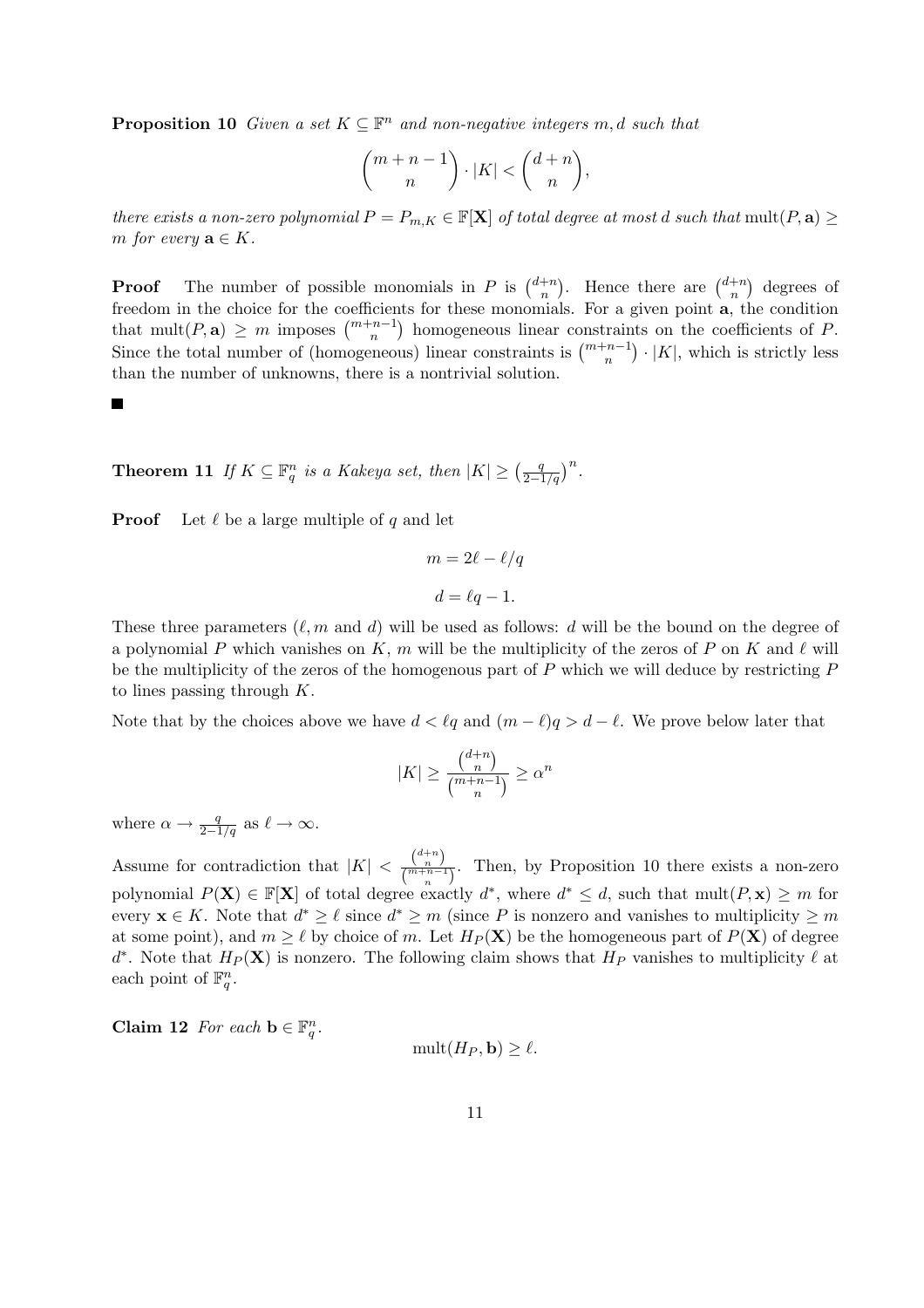**Proposition 10** *Given a set $K \subseteq \mathbb{F}^n$ and non-negative integers $m, d$ such that*

$$\binom{m+n-1}{n} \cdot |K| < \binom{d+n}{n},$$

*there exists a non-zero polynomial $P = P_{m,K} \in \mathbb{F}[\mathbf{X}]$ of total degree at most $d$ such that $\mathrm{mult}(P, \mathbf{a}) \geq m$ for every $\mathbf{a} \in K$.*

**Proof** The number of possible monomials in $P$ is $\binom{d+n}{n}$. Hence there are $\binom{d+n}{n}$ degrees of freedom in the choice for the coefficients for these monomials. For a given point $\mathbf{a}$, the condition that $\mathrm{mult}(P, \mathbf{a}) \geq m$ imposes $\binom{m+n-1}{n}$ homogeneous linear constraints on the coefficients of $P$. Since the total number of (homogeneous) linear constraints is $\binom{m+n-1}{n} \cdot |K|$, which is strictly less than the number of unknowns, there is a nontrivial solution.

■

**Theorem 11** *If $K \subseteq \mathbb{F}_q^n$ is a Kakeya set, then $|K| \geq \left(\frac{q}{2-1/q}\right)^n$.*

**Proof** Let $\ell$ be a large multiple of $q$ and let

$$m = 2\ell - \ell/q$$

$$d = \ell q - 1.$$

These three parameters ($\ell, m$ and $d$) will be used as follows: $d$ will be the bound on the degree of a polynomial $P$ which vanishes on $K$, $m$ will be the multiplicity of the zeros of $P$ on $K$ and $\ell$ will be the multiplicity of the zeros of the homogenous part of $P$ which we will deduce by restricting $P$ to lines passing through $K$.

Note that by the choices above we have $d < \ell q$ and $(m - \ell)q > d - \ell$. We prove below later that

$$|K| \geq \frac{\binom{d+n}{n}}{\binom{m+n-1}{n}} \geq \alpha^n$$

where $\alpha \to \frac{q}{2-1/q}$ as $\ell \to \infty$.

Assume for contradiction that $|K| < \frac{\binom{d+n}{n}}{\binom{m+n-1}{n}}$. Then, by Proposition 10 there exists a non-zero polynomial $P(\mathbf{X}) \in \mathbb{F}[\mathbf{X}]$ of total degree exactly $d^*$, where $d^* \leq d$, such that $\mathrm{mult}(P, \mathbf{x}) \geq m$ for every $\mathbf{x} \in K$. Note that $d^* \geq \ell$ since $d^* \geq m$ (since $P$ is nonzero and vanishes to multiplicity $\geq m$ at some point), and $m \geq \ell$ by choice of $m$. Let $H_P(\mathbf{X})$ be the homogeneous part of $P(\mathbf{X})$ of degree $d^*$. Note that $H_P(\mathbf{X})$ is nonzero. The following claim shows that $H_P$ vanishes to multiplicity $\ell$ at each point of $\mathbb{F}_q^n$.

**Claim 12** *For each $\mathbf{b} \in \mathbb{F}_q^n$.*

$$\mathrm{mult}(H_P, \mathbf{b}) \geq \ell.$$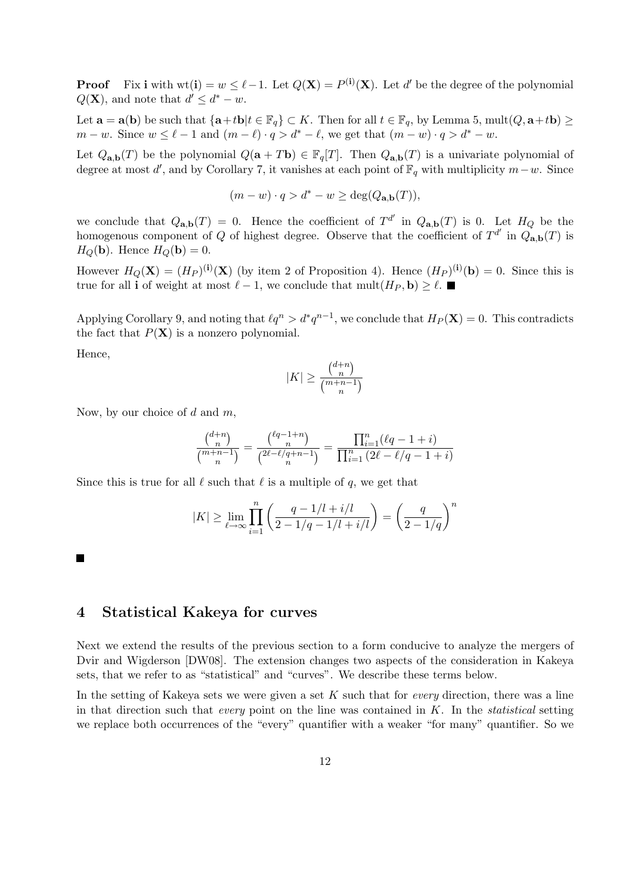**Proof** Fix $\mathbf{i}$ with $\text{wt}(\mathbf{i}) = w \le \ell - 1$. Let $Q(\mathbf{X}) = P^{(\mathbf{i})}(\mathbf{X})$. Let $d'$ be the degree of the polynomial $Q(\mathbf{X})$, and note that $d' \le d^* - w$.

Let $\mathbf{a} = \mathbf{a}(\mathbf{b})$ be such that $\{\mathbf{a} + t\mathbf{b} | t \in \mathbb{F}_q\} \subset K$. Then for all $t \in \mathbb{F}_q$, by Lemma 5, $\text{mult}(Q, \mathbf{a} + t\mathbf{b}) \ge m - w$. Since $w \le \ell - 1$ and $(m - \ell) \cdot q > d^* - \ell$, we get that $(m - w) \cdot q > d^* - w$.

Let $Q_{\mathbf{a},\mathbf{b}}(T)$ be the polynomial $Q(\mathbf{a} + T\mathbf{b}) \in \mathbb{F}_q[T]$. Then $Q_{\mathbf{a},\mathbf{b}}(T)$ is a univariate polynomial of degree at most $d'$, and by Corollary 7, it vanishes at each point of $\mathbb{F}_q$ with multiplicity $m - w$. Since

$$(m - w) \cdot q > d^* - w \ge \deg(Q_{\mathbf{a},\mathbf{b}}(T)),$$

we conclude that $Q_{\mathbf{a},\mathbf{b}}(T) = 0$. Hence the coefficient of $T^{d'}$ in $Q_{\mathbf{a},\mathbf{b}}(T)$ is 0. Let $H_Q$ be the homogenous component of $Q$ of highest degree. Observe that the coefficient of $T^{d'}$ in $Q_{\mathbf{a},\mathbf{b}}(T)$ is $H_Q(\mathbf{b})$. Hence $H_Q(\mathbf{b}) = 0$.

However $H_Q(\mathbf{X}) = (H_P)^{(\mathbf{i})}(\mathbf{X})$ (by item 2 of Proposition 4). Hence $(H_P)^{(\mathbf{i})}(\mathbf{b}) = 0$. Since this is true for all $\mathbf{i}$ of weight at most $\ell - 1$, we conclude that $\text{mult}(H_P, \mathbf{b}) \ge \ell$. ■

Applying Corollary 9, and noting that $\ell q^n > d^* q^{n-1}$, we conclude that $H_P(\mathbf{X}) = 0$. This contradicts the fact that $P(\mathbf{X})$ is a nonzero polynomial.

Hence,

$$|K| \ge \frac{\binom{d+n}{n}}{\binom{m+n-1}{n}}$$

Now, by our choice of $d$ and $m$,

$$\frac{\binom{d+n}{n}}{\binom{m+n-1}{n}} = \frac{\binom{\ell q - 1 + n}{n}}{\binom{2\ell - \ell/q + n - 1}{n}} = \frac{\prod_{i=1}^{n}(\ell q - 1 + i)}{\prod_{i=1}^{n}(2\ell - \ell/q - 1 + i)}$$

Since this is true for all $\ell$ such that $\ell$ is a multiple of $q$, we get that

$$|K| \ge \lim_{\ell \to \infty} \prod_{i=1}^{n} \left( \frac{q - 1/l + i/l}{2 - 1/q - 1/l + i/l} \right) = \left( \frac{q}{2 - 1/q} \right)^n$$

■

## 4 Statistical Kakeya for curves

Next we extend the results of the previous section to a form conducive to analyze the mergers of Dvir and Wigderson [DW08]. The extension changes two aspects of the consideration in Kakeya sets, that we refer to as "statistical" and "curves". We describe these terms below.

In the setting of Kakeya sets we were given a set $K$ such that for *every* direction, there was a line in that direction such that *every* point on the line was contained in $K$. In the *statistical* setting we replace both occurrences of the "every" quantifier with a weaker "for many" quantifier. So we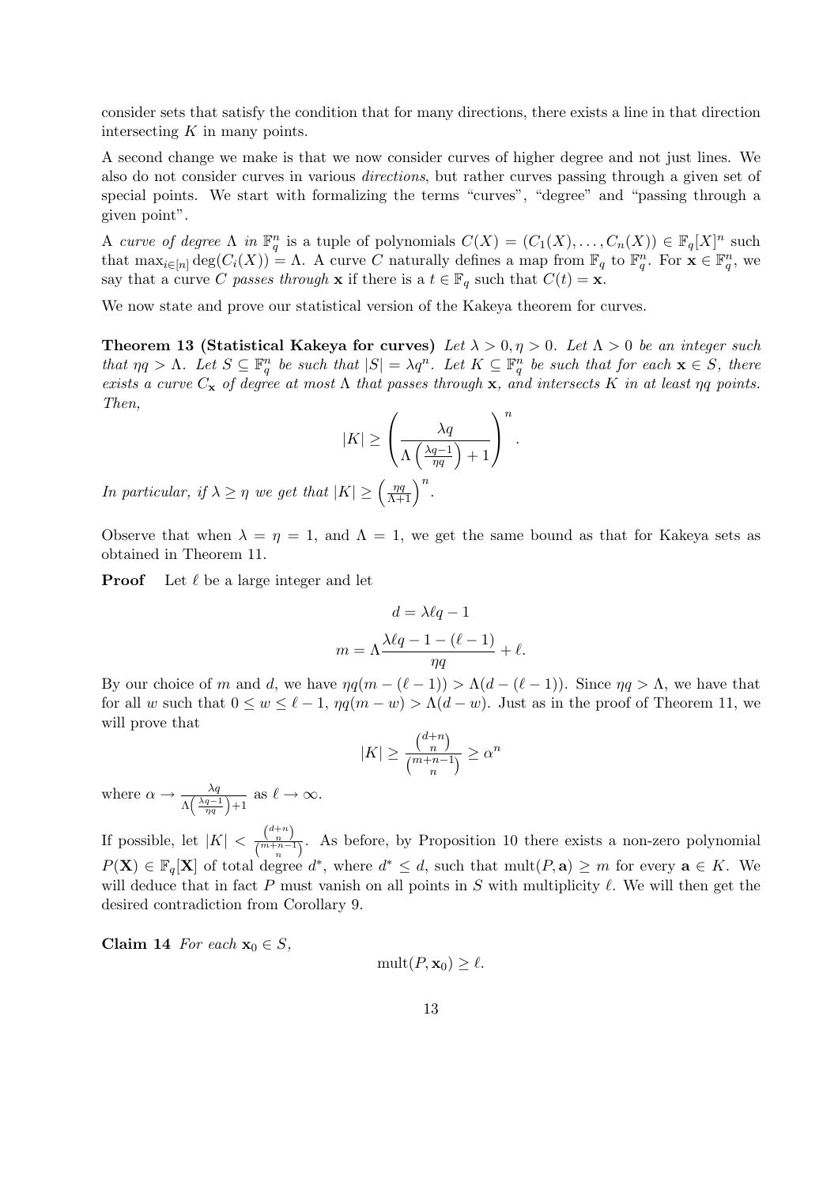consider sets that satisfy the condition that for many directions, there exists a line in that direction intersecting $K$ in many points.

A second change we make is that we now consider curves of higher degree and not just lines. We also do not consider curves in various *directions*, but rather curves passing through a given set of special points. We start with formalizing the terms "curves", "degree" and "passing through a given point".

A *curve of degree* $\Lambda$ *in* $\mathbb{F}_q^n$ is a tuple of polynomials $C(X) = (C_1(X), \ldots, C_n(X)) \in \mathbb{F}_q[X]^n$ such that $\max_{i \in [n]} \deg(C_i(X)) = \Lambda$. A curve $C$ naturally defines a map from $\mathbb{F}_q$ to $\mathbb{F}_q^n$. For $\mathbf{x} \in \mathbb{F}_q^n$, we say that a curve $C$ *passes through* $\mathbf{x}$ if there is a $t \in \mathbb{F}_q$ such that $C(t) = \mathbf{x}$.

We now state and prove our statistical version of the Kakeya theorem for curves.

**Theorem 13 (Statistical Kakeya for curves)** *Let $\lambda > 0, \eta > 0$. Let $\Lambda > 0$ be an integer such that $\eta q > \Lambda$. Let $S \subseteq \mathbb{F}_q^n$ be such that $|S| = \lambda q^n$. Let $K \subseteq \mathbb{F}_q^n$ be such that for each $\mathbf{x} \in S$, there exists a curve $C_{\mathbf{x}}$ of degree at most $\Lambda$ that passes through $\mathbf{x}$, and intersects $K$ in at least $\eta q$ points. Then,*

$$|K| \geq \left( \frac{\lambda q}{\Lambda \left( \frac{\lambda q - 1}{\eta q} \right) + 1} \right)^n.$$

*In particular, if $\lambda \geq \eta$ we get that $|K| \geq \left( \frac{\eta q}{\Lambda + 1} \right)^n$.*

Observe that when $\lambda = \eta = 1$, and $\Lambda = 1$, we get the same bound as that for Kakeya sets as obtained in Theorem 11.

**Proof** Let $\ell$ be a large integer and let

$$d = \lambda \ell q - 1$$

$$m = \Lambda \frac{\lambda \ell q - 1 - (\ell - 1)}{\eta q} + \ell.$$

By our choice of $m$ and $d$, we have $\eta q(m - (\ell - 1)) > \Lambda(d - (\ell - 1))$. Since $\eta q > \Lambda$, we have that for all $w$ such that $0 \leq w \leq \ell - 1$, $\eta q(m - w) > \Lambda(d - w)$. Just as in the proof of Theorem 11, we will prove that

$$|K| \geq \frac{\binom{d+n}{n}}{\binom{m+n-1}{n}} \geq \alpha^n$$

where $\alpha \to \frac{\lambda q}{\Lambda \left( \frac{\lambda q - 1}{\eta q} \right) + 1}$ as $\ell \to \infty$.

If possible, let $|K| < \frac{\binom{d+n}{n}}{\binom{m+n-1}{n}}$. As before, by Proposition 10 there exists a non-zero polynomial $P(\mathbf{X}) \in \mathbb{F}_q[\mathbf{X}]$ of total degree $d^*$, where $d^* \leq d$, such that $\mathrm{mult}(P, \mathbf{a}) \geq m$ for every $\mathbf{a} \in K$. We will deduce that in fact $P$ must vanish on all points in $S$ with multiplicity $\ell$. We will then get the desired contradiction from Corollary 9.

**Claim 14** *For each $\mathbf{x}_0 \in S$,*

$$\mathrm{mult}(P, \mathbf{x}_0) \geq \ell.$$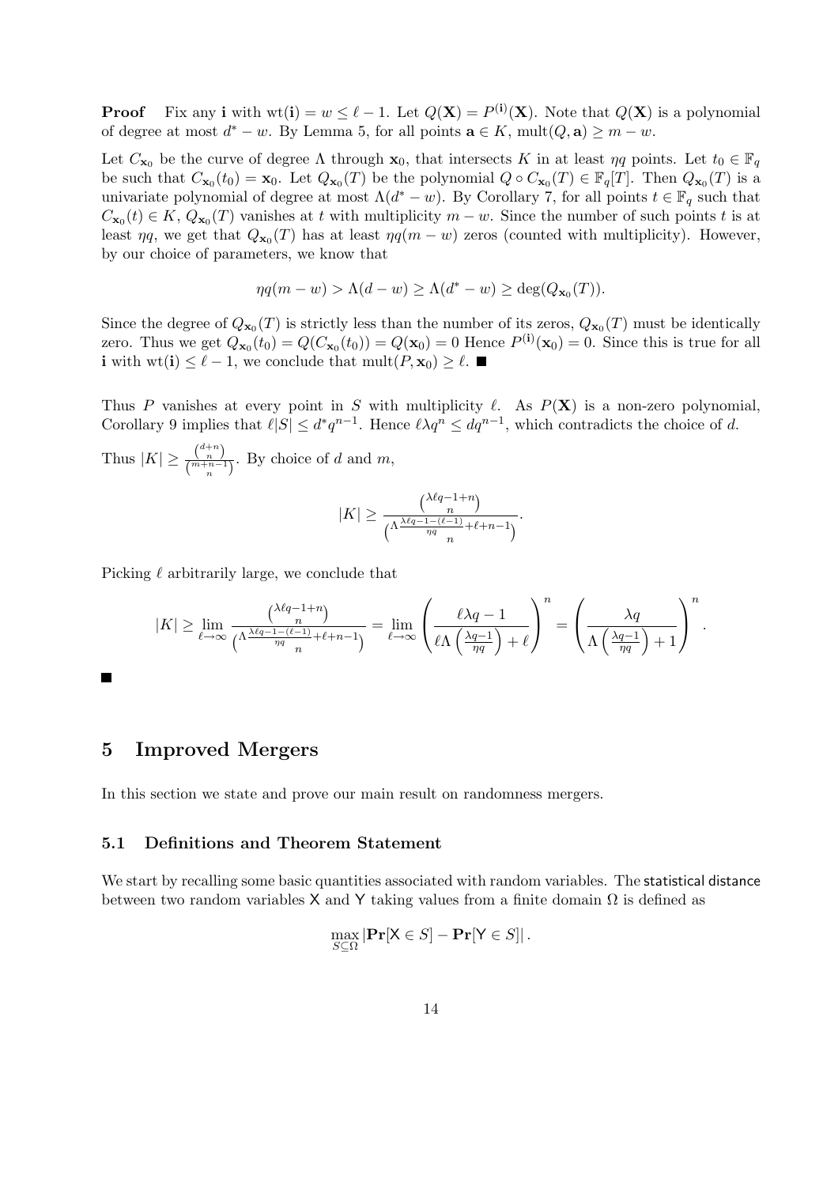**Proof** Fix any $\mathbf{i}$ with $\text{wt}(\mathbf{i}) = w \leq \ell - 1$. Let $Q(\mathbf{X}) = P^{(\mathbf{i})}(\mathbf{X})$. Note that $Q(\mathbf{X})$ is a polynomial of degree at most $d^* - w$. By Lemma 5, for all points $\mathbf{a} \in K$, $\text{mult}(Q, \mathbf{a}) \geq m - w$.

Let $C_{\mathbf{x}_0}$ be the curve of degree $\Lambda$ through $\mathbf{x}_0$, that intersects $K$ in at least $\eta q$ points. Let $t_0 \in \mathbb{F}_q$ be such that $C_{\mathbf{x}_0}(t_0) = \mathbf{x}_0$. Let $Q_{\mathbf{x}_0}(T)$ be the polynomial $Q \circ C_{\mathbf{x}_0}(T) \in \mathbb{F}_q[T]$. Then $Q_{\mathbf{x}_0}(T)$ is a univariate polynomial of degree at most $\Lambda(d^* - w)$. By Corollary 7, for all points $t \in \mathbb{F}_q$ such that $C_{\mathbf{x}_0}(t) \in K$, $Q_{\mathbf{x}_0}(T)$ vanishes at $t$ with multiplicity $m - w$. Since the number of such points $t$ is at least $\eta q$, we get that $Q_{\mathbf{x}_0}(T)$ has at least $\eta q(m - w)$ zeros (counted with multiplicity). However, by our choice of parameters, we know that

$$\eta q(m - w) > \Lambda(d - w) \geq \Lambda(d^* - w) \geq \deg(Q_{\mathbf{x}_0}(T)).$$

Since the degree of $Q_{\mathbf{x}_0}(T)$ is strictly less than the number of its zeros, $Q_{\mathbf{x}_0}(T)$ must be identically zero. Thus we get $Q_{\mathbf{x}_0}(t_0) = Q(C_{\mathbf{x}_0}(t_0)) = Q(\mathbf{x}_0) = 0$ Hence $P^{(\mathbf{i})}(\mathbf{x}_0) = 0$. Since this is true for all $\mathbf{i}$ with $\text{wt}(\mathbf{i}) \leq \ell - 1$, we conclude that $\text{mult}(P, \mathbf{x}_0) \geq \ell$. ∎

Thus $P$ vanishes at every point in $S$ with multiplicity $\ell$. As $P(\mathbf{X})$ is a non-zero polynomial, Corollary 9 implies that $\ell|S| \leq d^* q^{n-1}$. Hence $\ell \lambda q^n \leq d q^{n-1}$, which contradicts the choice of $d$.

Thus $|K| \geq \frac{\binom{d+n}{n}}{\binom{m+n-1}{n}}$. By choice of $d$ and $m$,

$$|K| \geq \frac{\binom{\lambda \ell q - 1 + n}{n}}{\binom{\Lambda \frac{\lambda \ell q - 1 - (\ell - 1)}{\eta q} + \ell + n - 1}{n}}.$$

Picking $\ell$ arbitrarily large, we conclude that

$$|K| \geq \lim_{\ell \to \infty} \frac{\binom{\lambda \ell q - 1 + n}{n}}{\binom{\Lambda \frac{\lambda \ell q - 1 - (\ell - 1)}{\eta q} + \ell + n - 1}{n}} = \lim_{\ell \to \infty} \left( \frac{\ell \lambda q - 1}{\ell \Lambda \left( \frac{\lambda q - 1}{\eta q} \right) + \ell} \right)^n = \left( \frac{\lambda q}{\Lambda \left( \frac{\lambda q - 1}{\eta q} \right) + 1} \right)^n.$$

∎

# 5 Improved Mergers

In this section we state and prove our main result on randomness mergers.

## 5.1 Definitions and Theorem Statement

We start by recalling some basic quantities associated with random variables. The statistical distance between two random variables $\mathsf{X}$ and $\mathsf{Y}$ taking values from a finite domain $\Omega$ is defined as

$$\max_{S \subseteq \Omega} |\mathbf{Pr}[\mathsf{X} \in S] - \mathbf{Pr}[\mathsf{Y} \in S]|.$$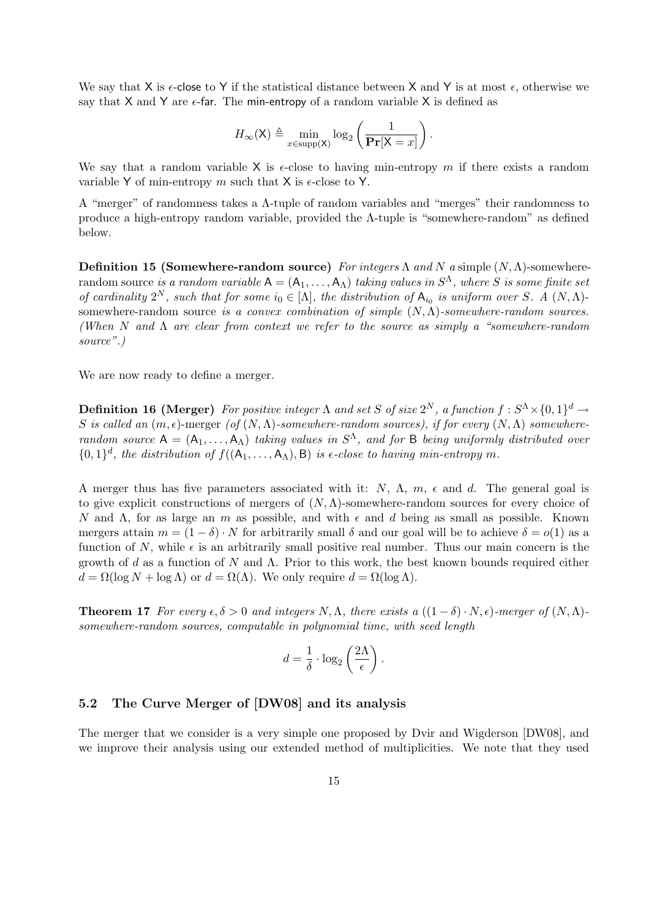We say that $\mathsf{X}$ is $\epsilon$-close to $\mathsf{Y}$ if the statistical distance between $\mathsf{X}$ and $\mathsf{Y}$ is at most $\epsilon$, otherwise we say that $\mathsf{X}$ and $\mathsf{Y}$ are $\epsilon$-far. The min-entropy of a random variable $\mathsf{X}$ is defined as

$$H_\infty(\mathsf{X}) \triangleq \min_{x \in \mathrm{supp}(\mathsf{X})} \log_2 \left( \frac{1}{\mathbf{Pr}[\mathsf{X} = x]} \right).$$

We say that a random variable $\mathsf{X}$ is $\epsilon$-close to having min-entropy $m$ if there exists a random variable $\mathsf{Y}$ of min-entropy $m$ such that $\mathsf{X}$ is $\epsilon$-close to $\mathsf{Y}$.

A "merger" of randomness takes a $\Lambda$-tuple of random variables and "merges" their randomness to produce a high-entropy random variable, provided the $\Lambda$-tuple is "somewhere-random" as defined below.

**Definition 15 (Somewhere-random source)** *For integers $\Lambda$ and $N$ a* simple $(N, \Lambda)$-somewhere-random source *is a random variable $\mathsf{A} = (\mathsf{A}_1, \ldots, \mathsf{A}_\Lambda)$ taking values in $S^\Lambda$, where $S$ is some finite set of cardinality $2^N$, such that for some $i_0 \in [\Lambda]$, the distribution of $\mathsf{A}_{i_0}$ is uniform over $S$. A $(N, \Lambda)$-*somewhere-random source *is a convex combination of simple $(N, \Lambda)$-somewhere-random sources. (When $N$ and $\Lambda$ are clear from context we refer to the source as simply a "somewhere-random source".)*

We are now ready to define a merger.

**Definition 16 (Merger)** *For positive integer $\Lambda$ and set $S$ of size $2^N$, a function $f : S^\Lambda \times \{0,1\}^d \to S$ is called an* $(m, \epsilon)$-merger *(of $(N, \Lambda)$-somewhere-random sources), if for every $(N, \Lambda)$ somewhere-random source $\mathsf{A} = (\mathsf{A}_1, \ldots, \mathsf{A}_\Lambda)$ taking values in $S^\Lambda$, and for $\mathsf{B}$ being uniformly distributed over $\{0,1\}^d$, the distribution of $f((\mathsf{A}_1, \ldots, \mathsf{A}_\Lambda), \mathsf{B})$ is $\epsilon$-close to having min-entropy $m$.*

A merger thus has five parameters associated with it: $N$, $\Lambda$, $m$, $\epsilon$ and $d$. The general goal is to give explicit constructions of mergers of $(N, \Lambda)$-somewhere-random sources for every choice of $N$ and $\Lambda$, for as large an $m$ as possible, and with $\epsilon$ and $d$ being as small as possible. Known mergers attain $m = (1 - \delta) \cdot N$ for arbitrarily small $\delta$ and our goal will be to achieve $\delta = o(1)$ as a function of $N$, while $\epsilon$ is an arbitrarily small positive real number. Thus our main concern is the growth of $d$ as a function of $N$ and $\Lambda$. Prior to this work, the best known bounds required either $d = \Omega(\log N + \log \Lambda)$ or $d = \Omega(\Lambda)$. We only require $d = \Omega(\log \Lambda)$.

**Theorem 17** *For every $\epsilon, \delta > 0$ and integers $N, \Lambda$, there exists a $((1 - \delta) \cdot N, \epsilon)$-merger of $(N, \Lambda)$-somewhere-random sources, computable in polynomial time, with seed length*

$$d = \frac{1}{\delta} \cdot \log_2 \left( \frac{2\Lambda}{\epsilon} \right).$$

## 5.2 The Curve Merger of [DW08] and its analysis

The merger that we consider is a very simple one proposed by Dvir and Wigderson [DW08], and we improve their analysis using our extended method of multiplicities. We note that they used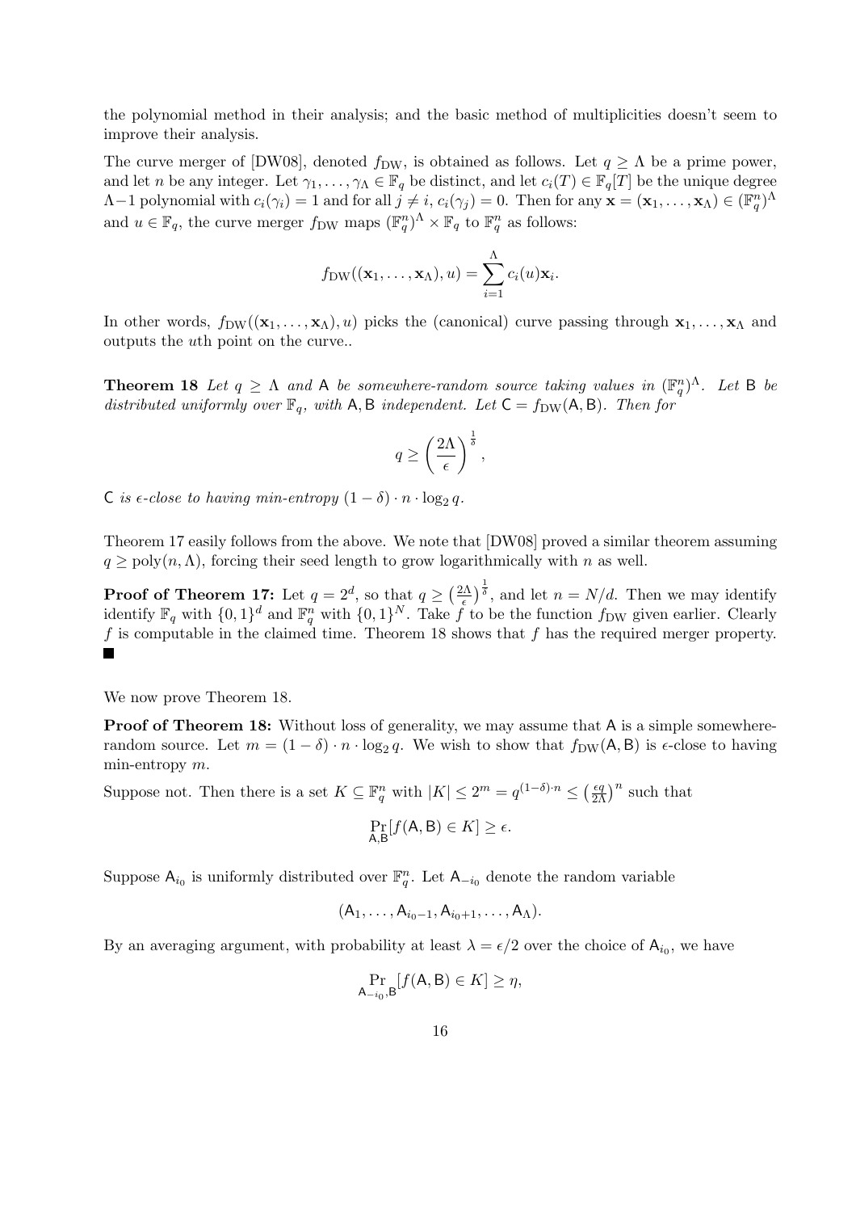the polynomial method in their analysis; and the basic method of multiplicities doesn't seem to improve their analysis.

The curve merger of [DW08], denoted $f_{\mathrm{DW}}$, is obtained as follows. Let $q \geq \Lambda$ be a prime power, and let $n$ be any integer. Let $\gamma_1, \ldots, \gamma_\Lambda \in \mathbb{F}_q$ be distinct, and let $c_i(T) \in \mathbb{F}_q[T]$ be the unique degree $\Lambda - 1$ polynomial with $c_i(\gamma_i) = 1$ and for all $j \neq i$, $c_i(\gamma_j) = 0$. Then for any $\mathbf{x} = (\mathbf{x}_1, \ldots, \mathbf{x}_\Lambda) \in (\mathbb{F}_q^n)^\Lambda$ and $u \in \mathbb{F}_q$, the curve merger $f_{\mathrm{DW}}$ maps $(\mathbb{F}_q^n)^\Lambda \times \mathbb{F}_q$ to $\mathbb{F}_q^n$ as follows:

$$f_{\mathrm{DW}}((\mathbf{x}_1, \ldots, \mathbf{x}_\Lambda), u) = \sum_{i=1}^{\Lambda} c_i(u)\mathbf{x}_i.$$

In other words, $f_{\mathrm{DW}}((\mathbf{x}_1, \ldots, \mathbf{x}_\Lambda), u)$ picks the (canonical) curve passing through $\mathbf{x}_1, \ldots, \mathbf{x}_\Lambda$ and outputs the $u$th point on the curve..

**Theorem 18** *Let $q \geq \Lambda$ and $\mathsf{A}$ be somewhere-random source taking values in $(\mathbb{F}_q^n)^\Lambda$. Let $\mathsf{B}$ be distributed uniformly over $\mathbb{F}_q$, with $\mathsf{A}, \mathsf{B}$ independent. Let $\mathsf{C} = f_{\mathrm{DW}}(\mathsf{A}, \mathsf{B})$. Then for*

$$q \geq \left(\frac{2\Lambda}{\epsilon}\right)^{\frac{1}{\delta}},$$

*$\mathsf{C}$ is $\epsilon$-close to having min-entropy $(1 - \delta) \cdot n \cdot \log_2 q$.*

Theorem 17 easily follows from the above. We note that [DW08] proved a similar theorem assuming $q \geq \mathrm{poly}(n, \Lambda)$, forcing their seed length to grow logarithmically with $n$ as well.

**Proof of Theorem 17:** Let $q = 2^d$, so that $q \geq \left(\frac{2\Lambda}{\epsilon}\right)^{\frac{1}{\delta}}$, and let $n = N/d$. Then we may identify identify $\mathbb{F}_q$ with $\{0,1\}^d$ and $\mathbb{F}_q^n$ with $\{0,1\}^N$. Take $f$ to be the function $f_{\mathrm{DW}}$ given earlier. Clearly $f$ is computable in the claimed time. Theorem 18 shows that $f$ has the required merger property. ■

We now prove Theorem 18.

**Proof of Theorem 18:** Without loss of generality, we may assume that $\mathsf{A}$ is a simple somewhere-random source. Let $m = (1 - \delta) \cdot n \cdot \log_2 q$. We wish to show that $f_{\mathrm{DW}}(\mathsf{A}, \mathsf{B})$ is $\epsilon$-close to having min-entropy $m$.

Suppose not. Then there is a set $K \subseteq \mathbb{F}_q^n$ with $|K| \leq 2^m = q^{(1-\delta)\cdot n} \leq \left(\frac{\epsilon q}{2\Lambda}\right)^n$ such that

$$\Pr_{\mathsf{A},\mathsf{B}}[f(\mathsf{A}, \mathsf{B}) \in K] \geq \epsilon.$$

Suppose $\mathsf{A}_{i_0}$ is uniformly distributed over $\mathbb{F}_q^n$. Let $\mathsf{A}_{-i_0}$ denote the random variable

$$(\mathsf{A}_1, \ldots, \mathsf{A}_{i_0 - 1}, \mathsf{A}_{i_0 + 1}, \ldots, \mathsf{A}_\Lambda).$$

By an averaging argument, with probability at least $\lambda = \epsilon/2$ over the choice of $\mathsf{A}_{i_0}$, we have

$$\Pr_{\mathsf{A}_{-i_0},\mathsf{B}}[f(\mathsf{A}, \mathsf{B}) \in K] \geq \eta,$$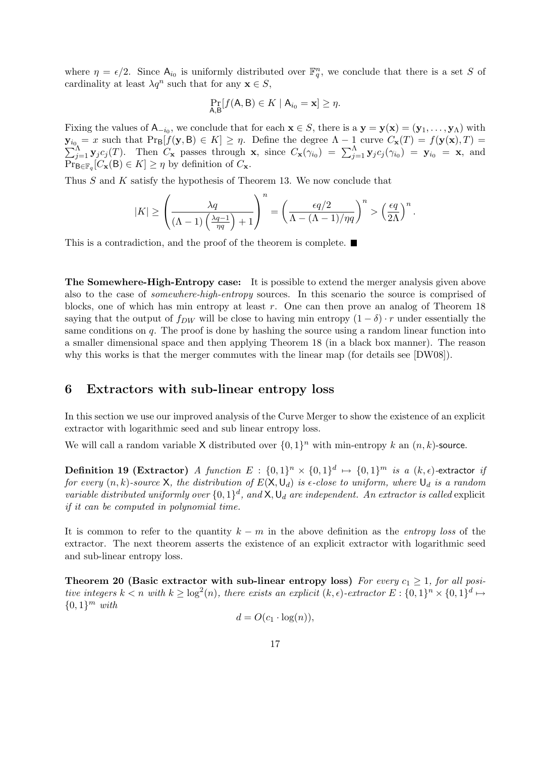where $\eta = \epsilon/2$. Since $\mathsf{A}_{i_0}$ is uniformly distributed over $\mathbb{F}_q^n$, we conclude that there is a set $S$ of cardinality at least $\lambda q^n$ such that for any $\mathbf{x} \in S$,

$$\Pr_{\mathsf{A},\mathsf{B}}[f(\mathsf{A},\mathsf{B}) \in K \mid \mathsf{A}_{i_0} = \mathbf{x}] \geq \eta.$$

Fixing the values of $\mathsf{A}_{-i_0}$, we conclude that for each $\mathbf{x} \in S$, there is a $\mathbf{y} = \mathbf{y}(\mathbf{x}) = (\mathbf{y}_1, \ldots, \mathbf{y}_\Lambda)$ with $\mathbf{y}_{i_0} = x$ such that $\Pr_{\mathsf{B}}[f(\mathbf{y},\mathsf{B}) \in K] \geq \eta$. Define the degree $\Lambda - 1$ curve $C_{\mathbf{x}}(T) = f(\mathbf{y}(\mathbf{x}), T) = \sum_{j=1}^{\Lambda} \mathbf{y}_j c_j(T)$. Then $C_{\mathbf{x}}$ passes through $\mathbf{x}$, since $C_{\mathbf{x}}(\gamma_{i_0}) = \sum_{j=1}^{\Lambda} \mathbf{y}_j c_j(\gamma_{i_0}) = \mathbf{y}_{i_0} = \mathbf{x}$, and $\Pr_{\mathsf{B} \in \mathbb{F}_q}[C_{\mathbf{x}}(\mathsf{B}) \in K] \geq \eta$ by definition of $C_{\mathbf{x}}$.

Thus $S$ and $K$ satisfy the hypothesis of Theorem 13. We now conclude that

$$|K| \geq \left( \frac{\lambda q}{(\Lambda - 1)\left(\frac{\lambda q - 1}{\eta q}\right) + 1} \right)^n = \left( \frac{\epsilon q/2}{\Lambda - (\Lambda - 1)/\eta q} \right)^n > \left( \frac{\epsilon q}{2\Lambda} \right)^n.$$

This is a contradiction, and the proof of the theorem is complete. ■

**The Somewhere-High-Entropy case:** It is possible to extend the merger analysis given above also to the case of *somewhere-high-entropy* sources. In this scenario the source is comprised of blocks, one of which has min entropy at least $r$. One can then prove an analog of Theorem 18 saying that the output of $f_{DW}$ will be close to having min entropy $(1 - \delta) \cdot r$ under essentially the same conditions on $q$. The proof is done by hashing the source using a random linear function into a smaller dimensional space and then applying Theorem 18 (in a black box manner). The reason why this works is that the merger commutes with the linear map (for details see [DW08]).

## 6 Extractors with sub-linear entropy loss

In this section we use our improved analysis of the Curve Merger to show the existence of an explicit extractor with logarithmic seed and sub linear entropy loss.

We will call a random variable $\mathsf{X}$ distributed over $\{0,1\}^n$ with min-entropy $k$ an $(n,k)$-source.

**Definition 19 (Extractor)** *A function $E : \{0,1\}^n \times \{0,1\}^d \mapsto \{0,1\}^m$ is a $(k,\epsilon)$-extractor if for every $(n,k)$-source $\mathsf{X}$, the distribution of $E(\mathsf{X}, \mathsf{U}_d)$ is $\epsilon$-close to uniform, where $\mathsf{U}_d$ is a random variable distributed uniformly over $\{0,1\}^d$, and $\mathsf{X}, \mathsf{U}_d$ are independent. An extractor is called explicit if it can be computed in polynomial time.*

It is common to refer to the quantity $k - m$ in the above definition as the *entropy loss* of the extractor. The next theorem asserts the existence of an explicit extractor with logarithmic seed and sub-linear entropy loss.

**Theorem 20 (Basic extractor with sub-linear entropy loss)** *For every $c_1 \geq 1$, for all positive integers $k < n$ with $k \geq \log^2(n)$, there exists an explicit $(k,\epsilon)$-extractor $E : \{0,1\}^n \times \{0,1\}^d \mapsto \{0,1\}^m$ with*

$$d = O(c_1 \cdot \log(n)),$$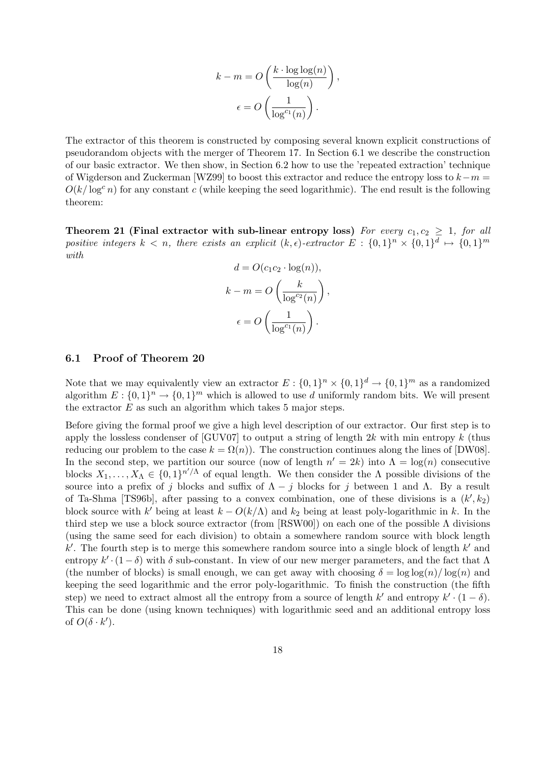$$k - m = O\left(\frac{k \cdot \log\log(n)}{\log(n)}\right),$$

$$\epsilon = O\left(\frac{1}{\log^{c_1}(n)}\right).$$

The extractor of this theorem is constructed by composing several known explicit constructions of pseudorandom objects with the merger of Theorem 17. In Section 6.1 we describe the construction of our basic extractor. We then show, in Section 6.2 how to use the 'repeated extraction' technique of Wigderson and Zuckerman [WZ99] to boost this extractor and reduce the entropy loss to $k - m = O(k/\log^c n)$ for any constant $c$ (while keeping the seed logarithmic). The end result is the following theorem:

**Theorem 21 (Final extractor with sub-linear entropy loss)** *For every $c_1, c_2 \geq 1$, for all positive integers $k < n$, there exists an explicit $(k, \epsilon)$-extractor $E : \{0,1\}^n \times \{0,1\}^d \mapsto \{0,1\}^m$ with*

$$d = O(c_1 c_2 \cdot \log(n)),$$

$$k - m = O\left(\frac{k}{\log^{c_2}(n)}\right),$$

$$\epsilon = O\left(\frac{1}{\log^{c_1}(n)}\right).$$

## 6.1 Proof of Theorem 20

Note that we may equivalently view an extractor $E : \{0,1\}^n \times \{0,1\}^d \to \{0,1\}^m$ as a randomized algorithm $E : \{0,1\}^n \to \{0,1\}^m$ which is allowed to use $d$ uniformly random bits. We will present the extractor $E$ as such an algorithm which takes 5 major steps.

Before giving the formal proof we give a high level description of our extractor. Our first step is to apply the lossless condenser of [GUV07] to output a string of length $2k$ with min entropy $k$ (thus reducing our problem to the case $k = \Omega(n)$). The construction continues along the lines of [DW08]. In the second step, we partition our source (now of length $n' = 2k$) into $\Lambda = \log(n)$ consecutive blocks $X_1, \ldots, X_\Lambda \in \{0,1\}^{n'/\Lambda}$ of equal length. We then consider the $\Lambda$ possible divisions of the source into a prefix of $j$ blocks and suffix of $\Lambda - j$ blocks for $j$ between 1 and $\Lambda$. By a result of Ta-Shma [TS96b], after passing to a convex combination, one of these divisions is a $(k', k_2)$ block source with $k'$ being at least $k - O(k/\Lambda)$ and $k_2$ being at least poly-logarithmic in $k$. In the third step we use a block source extractor (from [RSW00]) on each one of the possible $\Lambda$ divisions (using the same seed for each division) to obtain a somewhere random source with block length $k'$. The fourth step is to merge this somewhere random source into a single block of length $k'$ and entropy $k' \cdot (1 - \delta)$ with $\delta$ sub-constant. In view of our new merger parameters, and the fact that $\Lambda$ (the number of blocks) is small enough, we can get away with choosing $\delta = \log\log(n)/\log(n)$ and keeping the seed logarithmic and the error poly-logarithmic. To finish the construction (the fifth step) we need to extract almost all the entropy from a source of length $k'$ and entropy $k' \cdot (1 - \delta)$. This can be done (using known techniques) with logarithmic seed and an additional entropy loss of $O(\delta \cdot k')$.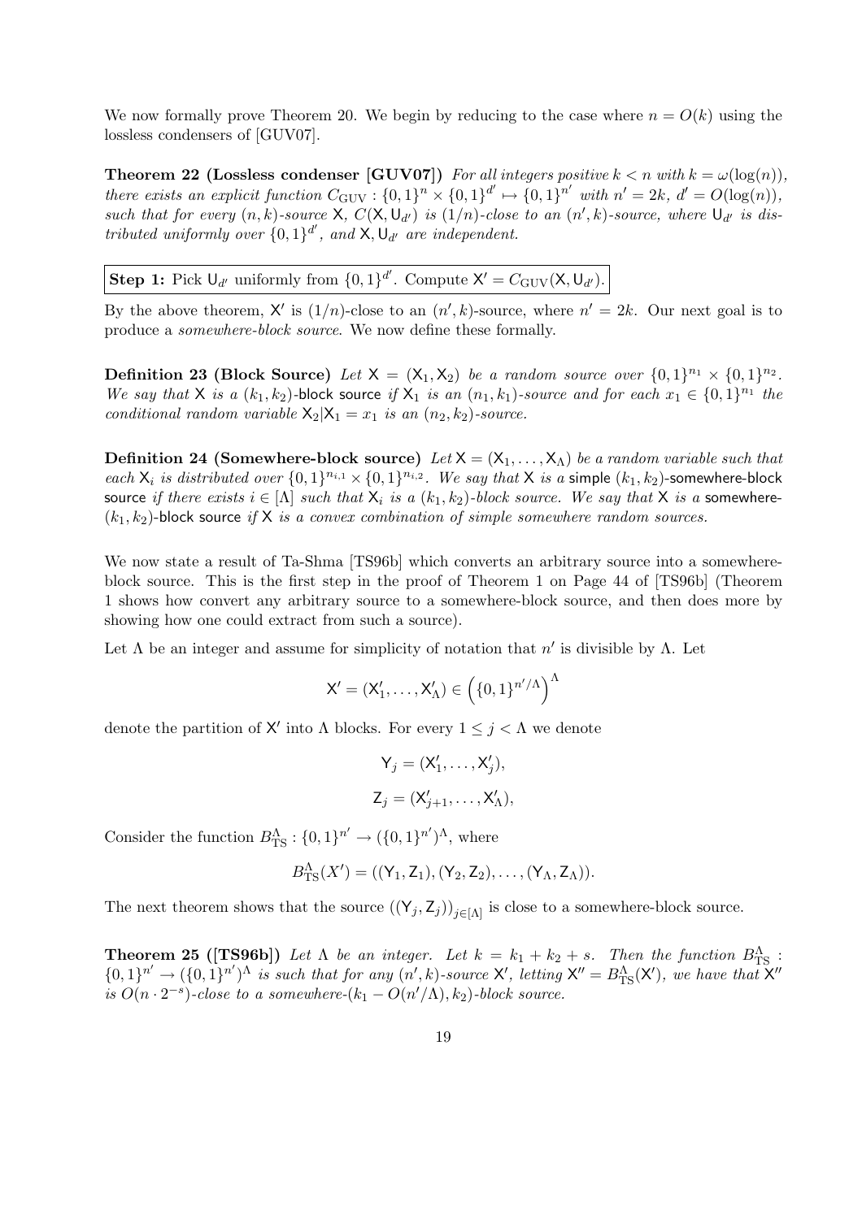We now formally prove Theorem 20. We begin by reducing to the case where $n = O(k)$ using the lossless condensers of [GUV07].

**Theorem 22 (Lossless condenser [GUV07])** *For all integers positive $k < n$ with $k = \omega(\log(n))$, there exists an explicit function $C_{\mathrm{GUV}} : \{0,1\}^n \times \{0,1\}^{d'} \mapsto \{0,1\}^{n'}$ with $n' = 2k$, $d' = O(\log(n))$, such that for every $(n,k)$-source $\mathsf{X}$, $C(\mathsf{X}, \mathsf{U}_{d'})$ is $(1/n)$-close to an $(n',k)$-source, where $\mathsf{U}_{d'}$ is distributed uniformly over $\{0,1\}^{d'}$, and $\mathsf{X}, \mathsf{U}_{d'}$ are independent.*

**Step 1:** Pick $\mathsf{U}_{d'}$ uniformly from $\{0,1\}^{d'}$. Compute $\mathsf{X}' = C_{\mathrm{GUV}}(\mathsf{X}, \mathsf{U}_{d'})$.

By the above theorem, $\mathsf{X}'$ is $(1/n)$-close to an $(n',k)$-source, where $n' = 2k$. Our next goal is to produce a *somewhere-block source*. We now define these formally.

**Definition 23 (Block Source)** *Let $\mathsf{X} = (\mathsf{X}_1, \mathsf{X}_2)$ be a random source over $\{0,1\}^{n_1} \times \{0,1\}^{n_2}$. We say that $\mathsf{X}$ is a $(k_1,k_2)$-*block source* if $\mathsf{X}_1$ is an $(n_1,k_1)$-source and for each $x_1 \in \{0,1\}^{n_1}$ the conditional random variable $\mathsf{X}_2|\mathsf{X}_1 = x_1$ is an $(n_2,k_2)$-source.*

**Definition 24 (Somewhere-block source)** *Let $\mathsf{X} = (\mathsf{X}_1, \ldots, \mathsf{X}_\Lambda)$ be a random variable such that each $\mathsf{X}_i$ is distributed over $\{0,1\}^{n_{i,1}} \times \{0,1\}^{n_{i,2}}$. We say that $\mathsf{X}$ is a *simple $(k_1,k_2)$-somewhere-block source* if there exists $i \in [\Lambda]$ such that $\mathsf{X}_i$ is a $(k_1,k_2)$-block source. We say that $\mathsf{X}$ is a *somewhere-$(k_1,k_2)$-block source* if $\mathsf{X}$ is a convex combination of simple somewhere random sources.*

We now state a result of Ta-Shma [TS96b] which converts an arbitrary source into a somewhere-block source. This is the first step in the proof of Theorem 1 on Page 44 of [TS96b] (Theorem 1 shows how convert any arbitrary source to a somewhere-block source, and then does more by showing how one could extract from such a source).

Let $\Lambda$ be an integer and assume for simplicity of notation that $n'$ is divisible by $\Lambda$. Let

$$\mathsf{X}' = (\mathsf{X}'_1, \ldots, \mathsf{X}'_\Lambda) \in \left(\{0,1\}^{n'/\Lambda}\right)^\Lambda$$

denote the partition of $\mathsf{X}'$ into $\Lambda$ blocks. For every $1 \le j < \Lambda$ we denote

$$\mathsf{Y}_j = (\mathsf{X}'_1, \ldots, \mathsf{X}'_j),$$

$$\mathsf{Z}_j = (\mathsf{X}'_{j+1}, \ldots, \mathsf{X}'_\Lambda),$$

Consider the function $B^\Lambda_{\mathrm{TS}} : \{0,1\}^{n'} \to (\{0,1\}^{n'})^\Lambda$, where

$$B^\Lambda_{\mathrm{TS}}(X') = ((\mathsf{Y}_1, \mathsf{Z}_1), (\mathsf{Y}_2, \mathsf{Z}_2), \ldots, (\mathsf{Y}_\Lambda, \mathsf{Z}_\Lambda)).$$

The next theorem shows that the source $((\mathsf{Y}_j, \mathsf{Z}_j))_{j \in [\Lambda]}$ is close to a somewhere-block source.

**Theorem 25 ([TS96b])** *Let $\Lambda$ be an integer. Let $k = k_1 + k_2 + s$. Then the function $B^\Lambda_{\mathrm{TS}} : \{0,1\}^{n'} \to (\{0,1\}^{n'})^\Lambda$ is such that for any $(n',k)$-source $\mathsf{X}'$, letting $\mathsf{X}'' = B^\Lambda_{\mathrm{TS}}(\mathsf{X}')$, we have that $\mathsf{X}''$ is $O(n \cdot 2^{-s})$-close to a somewhere-$(k_1 - O(n'/\Lambda), k_2)$-block source.*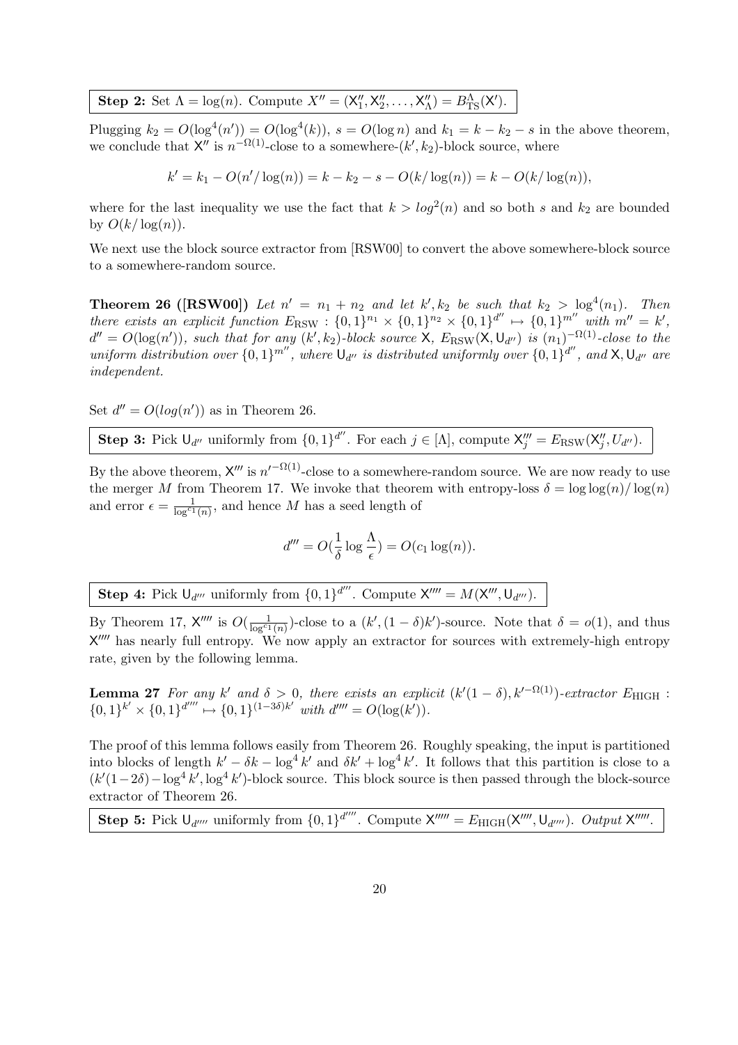**Step 2:** Set $\Lambda = \log(n)$. Compute $X'' = (\mathsf{X}''_1, \mathsf{X}''_2, \dots, \mathsf{X}''_\Lambda) = B^{\Lambda}_{\mathrm{TS}}(\mathsf{X}')$.

Plugging $k_2 = O(\log^4(n')) = O(\log^4(k))$, $s = O(\log n)$ and $k_1 = k - k_2 - s$ in the above theorem, we conclude that $\mathsf{X}''$ is $n^{-\Omega(1)}$-close to a somewhere-$(k', k_2)$-block source, where

$$k' = k_1 - O(n'/\log(n)) = k - k_2 - s - O(k/\log(n)) = k - O(k/\log(n)),$$

where for the last inequality we use the fact that $k > log^2(n)$ and so both $s$ and $k_2$ are bounded by $O(k/\log(n))$.

We next use the block source extractor from [RSW00] to convert the above somewhere-block source to a somewhere-random source.

**Theorem 26 ([RSW00])** *Let $n' = n_1 + n_2$ and let $k', k_2$ be such that $k_2 > \log^4(n_1)$. Then there exists an explicit function $E_{\mathrm{RSW}} : \{0,1\}^{n_1} \times \{0,1\}^{n_2} \times \{0,1\}^{d''} \mapsto \{0,1\}^{m''}$ with $m'' = k'$, $d'' = O(\log(n'))$, such that for any $(k', k_2)$-block source $\mathsf{X}$, $E_{\mathrm{RSW}}(\mathsf{X}, \mathsf{U}_{d''})$ is $(n_1)^{-\Omega(1)}$-close to the uniform distribution over $\{0,1\}^{m''}$, where $\mathsf{U}_{d''}$ is distributed uniformly over $\{0,1\}^{d''}$, and $\mathsf{X}, \mathsf{U}_{d''}$ are independent.*

Set $d'' = O(log(n'))$ as in Theorem 26.

**Step 3:** Pick $\mathsf{U}_{d''}$ uniformly from $\{0,1\}^{d''}$. For each $j \in [\Lambda]$, compute $\mathsf{X}'''_j = E_{\mathrm{RSW}}(\mathsf{X}''_j, U_{d''})$.

By the above theorem, $\mathsf{X}'''$ is $n'^{-\Omega(1)}$-close to a somewhere-random source. We are now ready to use the merger $M$ from Theorem 17. We invoke that theorem with entropy-loss $\delta = \log\log(n)/\log(n)$ and error $\epsilon = \frac{1}{\log^{c_1}(n)}$, and hence $M$ has a seed length of

$$d''' = O(\frac{1}{\delta}\log\frac{\Lambda}{\epsilon}) = O(c_1 \log(n)).$$

**Step 4:** Pick $\mathsf{U}_{d'''}$ uniformly from $\{0,1\}^{d'''}$. Compute $\mathsf{X}'''' = M(\mathsf{X}''', \mathsf{U}_{d'''})$.

By Theorem 17, $\mathsf{X}''''$ is $O(\frac{1}{\log^{c_1}(n)})$-close to a $(k', (1-\delta)k')$-source. Note that $\delta = o(1)$, and thus $\mathsf{X}''''$ has nearly full entropy. We now apply an extractor for sources with extremely-high entropy rate, given by the following lemma.

**Lemma 27** *For any $k'$ and $\delta > 0$, there exists an explicit $(k'(1-\delta), k'^{-\Omega(1)})$-extractor $E_{\mathrm{HIGH}}$ : $\{0,1\}^{k'} \times \{0,1\}^{d''''} \mapsto \{0,1\}^{(1-3\delta)k'}$ with $d'''' = O(\log(k'))$.*

The proof of this lemma follows easily from Theorem 26. Roughly speaking, the input is partitioned into blocks of length $k' - \delta k' - \log^4 k'$ and $\delta k' + \log^4 k'$. It follows that this partition is close to a $(k'(1-2\delta) - \log^4 k', \log^4 k')$-block source. This block source is then passed through the block-source extractor of Theorem 26.

**Step 5:** Pick $\mathsf{U}_{d''''}$ uniformly from $\{0,1\}^{d''''}$. Compute $\mathsf{X}''''' = E_{\mathrm{HIGH}}(\mathsf{X}'''', \mathsf{U}_{d''''})$. *Output* $\mathsf{X}'''''$.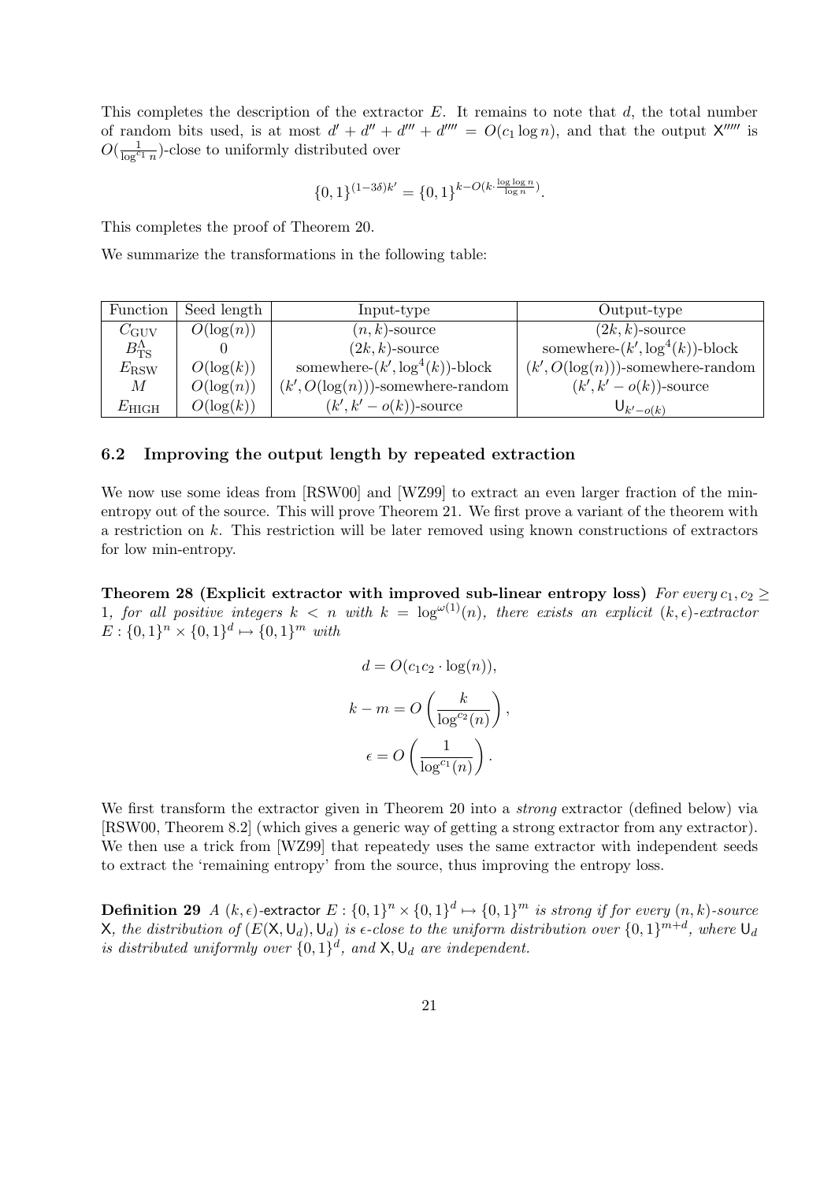This completes the description of the extractor $E$. It remains to note that $d$, the total number of random bits used, is at most $d' + d'' + d''' + d'''' = O(c_1 \log n)$, and that the output $\mathsf{X}'''''$ is $O(\frac{1}{\log^{c_1} n})$-close to uniformly distributed over

$$\{0,1\}^{(1-3\delta)k'} = \{0,1\}^{k - O(k \cdot \frac{\log \log n}{\log n})}.$$

This completes the proof of Theorem 20.

We summarize the transformations in the following table:

| Function | Seed length | Input-type | Output-type |
|---|---|---|---|
| $C_{\mathrm{GUV}}$ | $O(\log(n))$ | $(n,k)$-source | $(2k,k)$-source |
| $B^{\Lambda}_{\mathrm{TS}}$ | 0 | $(2k,k)$-source | somewhere-$(k', \log^4(k))$-block |
| $E_{\mathrm{RSW}}$ | $O(\log(k))$ | somewhere-$(k', \log^4(k))$-block | $(k', O(\log(n)))$-somewhere-random |
| $M$ | $O(\log(n))$ | $(k', O(\log(n)))$-somewhere-random | $(k', k' - o(k))$-source |
| $E_{\mathrm{HIGH}}$ | $O(\log(k))$ | $(k', k' - o(k))$-source | $\mathsf{U}_{k'-o(k)}$ |

### 6.2 Improving the output length by repeated extraction

We now use some ideas from [RSW00] and [WZ99] to extract an even larger fraction of the min-entropy out of the source. This will prove Theorem 21. We first prove a variant of the theorem with a restriction on $k$. This restriction will be later removed using known constructions of extractors for low min-entropy.

**Theorem 28 (Explicit extractor with improved sub-linear entropy loss)** *For every $c_1, c_2 \geq 1$, for all positive integers $k < n$ with $k = \log^{\omega(1)}(n)$, there exists an explicit $(k,\epsilon)$-extractor $E : \{0,1\}^n \times \{0,1\}^d \mapsto \{0,1\}^m$ with*

$$d = O(c_1 c_2 \cdot \log(n)),$$

$$k - m = O\left(\frac{k}{\log^{c_2}(n)}\right),$$

$$\epsilon = O\left(\frac{1}{\log^{c_1}(n)}\right).$$

We first transform the extractor given in Theorem 20 into a *strong* extractor (defined below) via [RSW00, Theorem 8.2] (which gives a generic way of getting a strong extractor from any extractor). We then use a trick from [WZ99] that repeatedy uses the same extractor with independent seeds to extract the 'remaining entropy' from the source, thus improving the entropy loss.

**Definition 29** *A $(k,\epsilon)$-extractor $E : \{0,1\}^n \times \{0,1\}^d \mapsto \{0,1\}^m$ is strong if for every $(n,k)$-source $\mathsf{X}$, the distribution of $(E(\mathsf{X}, \mathsf{U}_d), \mathsf{U}_d)$ is $\epsilon$-close to the uniform distribution over $\{0,1\}^{m+d}$, where $\mathsf{U}_d$ is distributed uniformly over $\{0,1\}^d$, and $\mathsf{X}, \mathsf{U}_d$ are independent.*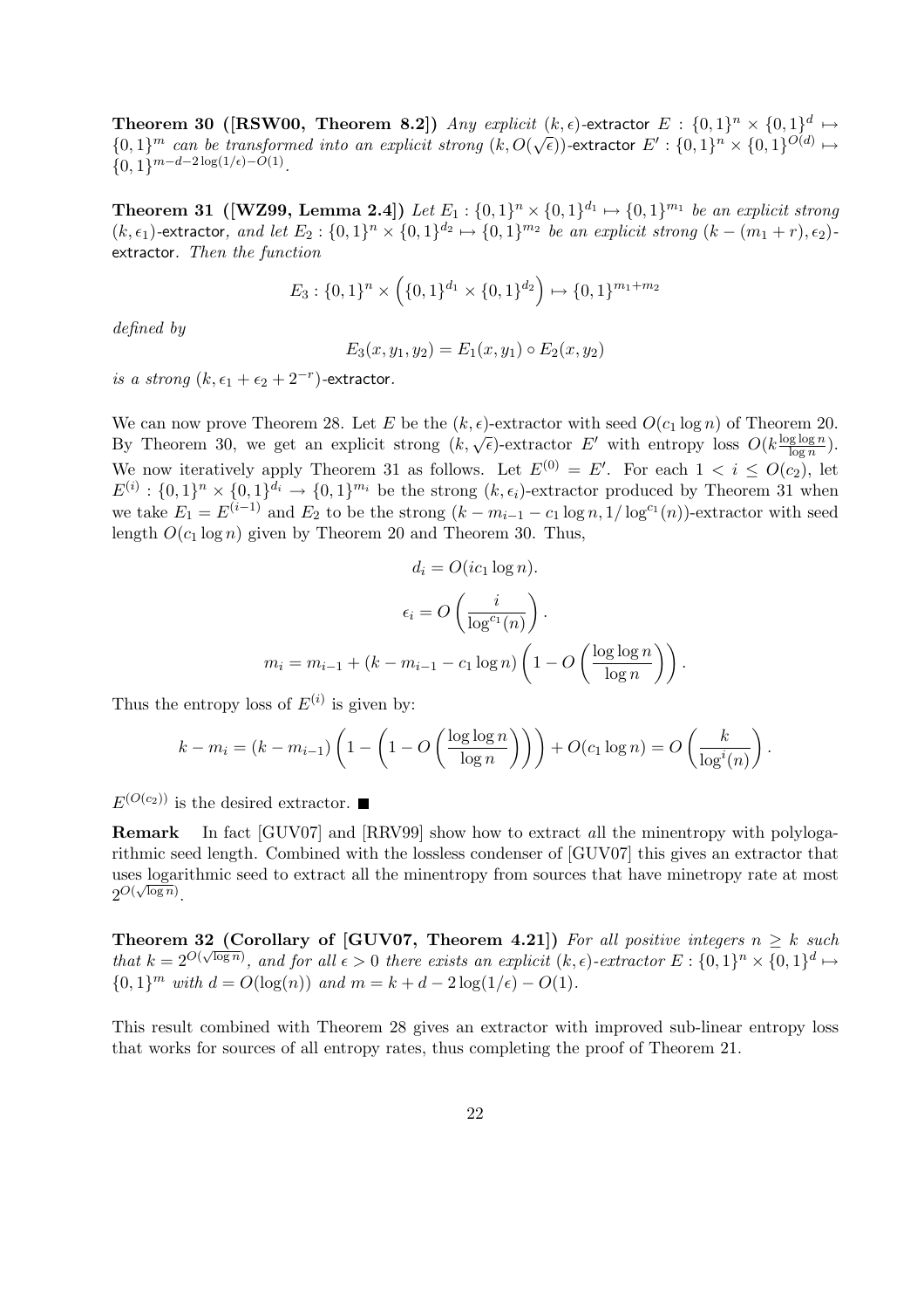**Theorem 30 ([RSW00, Theorem 8.2])** *Any explicit $(k, \epsilon)$-*extractor *$E : \{0,1\}^n \times \{0,1\}^d \mapsto \{0,1\}^m$ can be transformed into an explicit strong $(k, O(\sqrt{\epsilon}))$-*extractor *$E' : \{0,1\}^n \times \{0,1\}^{O(d)} \mapsto \{0,1\}^{m-d-2\log(1/\epsilon)-O(1)}$.*

**Theorem 31 ([WZ99, Lemma 2.4])** *Let $E_1 : \{0,1\}^n \times \{0,1\}^{d_1} \mapsto \{0,1\}^{m_1}$ be an explicit strong $(k, \epsilon_1)$-*extractor*, and let $E_2 : \{0,1\}^n \times \{0,1\}^{d_2} \mapsto \{0,1\}^{m_2}$ be an explicit strong $(k - (m_1 + r), \epsilon_2)$-*extractor*. Then the function*

$$E_3 : \{0,1\}^n \times \left(\{0,1\}^{d_1} \times \{0,1\}^{d_2}\right) \mapsto \{0,1\}^{m_1+m_2}$$

*defined by*

$$E_3(x, y_1, y_2) = E_1(x, y_1) \circ E_2(x, y_2)$$

*is a strong $(k, \epsilon_1 + \epsilon_2 + 2^{-r})$-*extractor.

We can now prove Theorem 28. Let $E$ be the $(k, \epsilon)$-extractor with seed $O(c_1 \log n)$ of Theorem 20. By Theorem 30, we get an explicit strong $(k, \sqrt{\epsilon})$-extractor $E'$ with entropy loss $O(k\frac{\log\log n}{\log n})$. We now iteratively apply Theorem 31 as follows. Let $E^{(0)} = E'$. For each $1 < i \le O(c_2)$, let $E^{(i)} : \{0,1\}^n \times \{0,1\}^{d_i} \to \{0,1\}^{m_i}$ be the strong $(k, \epsilon_i)$-extractor produced by Theorem 31 when we take $E_1 = E^{(i-1)}$ and $E_2$ to be the strong $(k - m_{i-1} - c_1 \log n, 1/\log^{c_1}(n))$-extractor with seed length $O(c_1 \log n)$ given by Theorem 20 and Theorem 30. Thus,

$$d_i = O(ic_1 \log n).$$

$$\epsilon_i = O\left(\frac{i}{\log^{c_1}(n)}\right).$$

$$m_i = m_{i-1} + (k - m_{i-1} - c_1 \log n)\left(1 - O\left(\frac{\log\log n}{\log n}\right)\right).$$

Thus the entropy loss of $E^{(i)}$ is given by:

$$k - m_i = (k - m_{i-1})\left(1 - \left(1 - O\left(\frac{\log\log n}{\log n}\right)\right)\right) + O(c_1 \log n) = O\left(\frac{k}{\log^i(n)}\right).$$

$E^{(O(c_2))}$ is the desired extractor. ■

**Remark** In fact [GUV07] and [RRV99] show how to extract *a*ll the minentropy with polylogarithmic seed length. Combined with the lossless condenser of [GUV07] this gives an extractor that uses logarithmic seed to extract all the minentropy from sources that have minetropy rate at most $2^{O(\sqrt{\log n})}$.

**Theorem 32 (Corollary of [GUV07, Theorem 4.21])** *For all positive integers $n \ge k$ such that $k = 2^{O(\sqrt{\log n})}$, and for all $\epsilon > 0$ there exists an explicit $(k, \epsilon)$-extractor $E : \{0,1\}^n \times \{0,1\}^d \mapsto \{0,1\}^m$ with $d = O(\log(n))$ and $m = k + d - 2\log(1/\epsilon) - O(1)$.*

This result combined with Theorem 28 gives an extractor with improved sub-linear entropy loss that works for sources of all entropy rates, thus completing the proof of Theorem 21.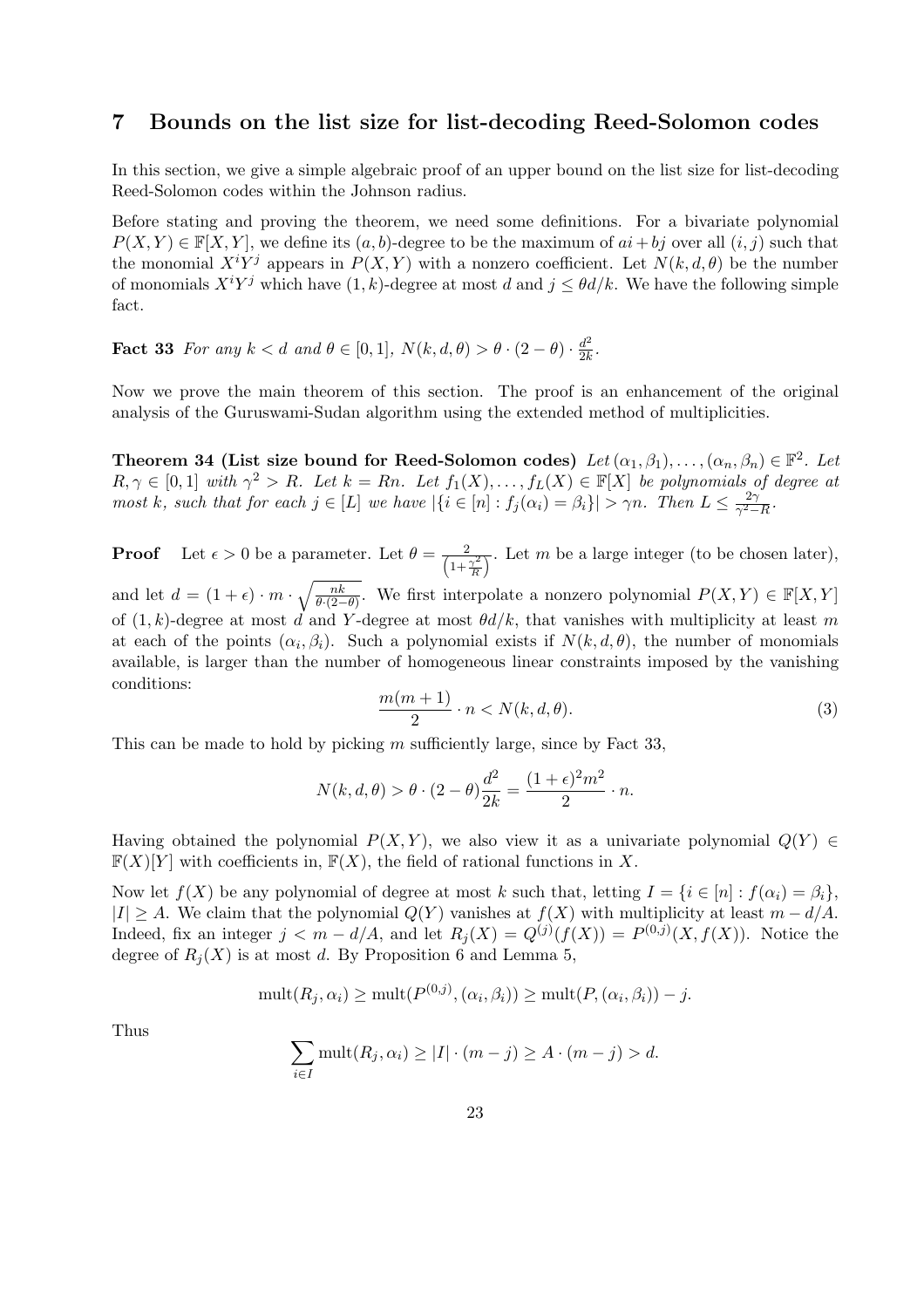## 7 Bounds on the list size for list-decoding Reed-Solomon codes

In this section, we give a simple algebraic proof of an upper bound on the list size for list-decoding Reed-Solomon codes within the Johnson radius.

Before stating and proving the theorem, we need some definitions. For a bivariate polynomial $P(X,Y) \in \mathbb{F}[X,Y]$, we define its $(a,b)$-degree to be the maximum of $ai + bj$ over all $(i,j)$ such that the monomial $X^iY^j$ appears in $P(X,Y)$ with a nonzero coefficient. Let $N(k,d,\theta)$ be the number of monomials $X^iY^j$ which have $(1,k)$-degree at most $d$ and $j \leq \theta d/k$. We have the following simple fact.

**Fact 33** *For any $k < d$ and $\theta \in [0,1]$, $N(k,d,\theta) > \theta \cdot (2-\theta) \cdot \frac{d^2}{2k}$.*

Now we prove the main theorem of this section. The proof is an enhancement of the original analysis of the Guruswami-Sudan algorithm using the extended method of multiplicities.

**Theorem 34 (List size bound for Reed-Solomon codes)** *Let $(\alpha_1, \beta_1), \ldots, (\alpha_n, \beta_n) \in \mathbb{F}^2$. Let $R, \gamma \in [0,1]$ with $\gamma^2 > R$. Let $k = Rn$. Let $f_1(X), \ldots, f_L(X) \in \mathbb{F}[X]$ be polynomials of degree at most $k$, such that for each $j \in [L]$ we have $|\{i \in [n] : f_j(\alpha_i) = \beta_i\}| > \gamma n$. Then $L \leq \frac{2\gamma}{\gamma^2 - R}$.*

**Proof** Let $\epsilon > 0$ be a parameter. Let $\theta = \frac{2}{\left(1+\frac{\gamma^2}{R}\right)}$. Let $m$ be a large integer (to be chosen later), and let $d = (1+\epsilon) \cdot m \cdot \sqrt{\frac{nk}{\theta \cdot (2-\theta)}}$. We first interpolate a nonzero polynomial $P(X,Y) \in \mathbb{F}[X,Y]$ of $(1,k)$-degree at most $d$ and $Y$-degree at most $\theta d/k$, that vanishes with multiplicity at least $m$ at each of the points $(\alpha_i, \beta_i)$. Such a polynomial exists if $N(k,d,\theta)$, the number of monomials available, is larger than the number of homogeneous linear constraints imposed by the vanishing conditions:

$$\frac{m(m+1)}{2} \cdot n < N(k,d,\theta). \tag{3}$$

This can be made to hold by picking $m$ sufficiently large, since by Fact 33,

$$N(k,d,\theta) > \theta \cdot (2-\theta) \frac{d^2}{2k} = \frac{(1+\epsilon)^2 m^2}{2} \cdot n.$$

Having obtained the polynomial $P(X,Y)$, we also view it as a univariate polynomial $Q(Y) \in \mathbb{F}(X)[Y]$ with coefficients in, $\mathbb{F}(X)$, the field of rational functions in $X$.

Now let $f(X)$ be any polynomial of degree at most $k$ such that, letting $I = \{i \in [n] : f(\alpha_i) = \beta_i\}$, $|I| \geq A$. We claim that the polynomial $Q(Y)$ vanishes at $f(X)$ with multiplicity at least $m - d/A$. Indeed, fix an integer $j < m - d/A$, and let $R_j(X) = Q^{(j)}(f(X)) = P^{(0,j)}(X, f(X))$. Notice the degree of $R_j(X)$ is at most $d$. By Proposition 6 and Lemma 5,

$$\text{mult}(R_j, \alpha_i) \geq \text{mult}(P^{(0,j)}, (\alpha_i, \beta_i)) \geq \text{mult}(P, (\alpha_i, \beta_i)) - j.$$

Thus

$$\sum_{i \in I} \text{mult}(R_j, \alpha_i) \geq |I| \cdot (m-j) \geq A \cdot (m-j) > d.$$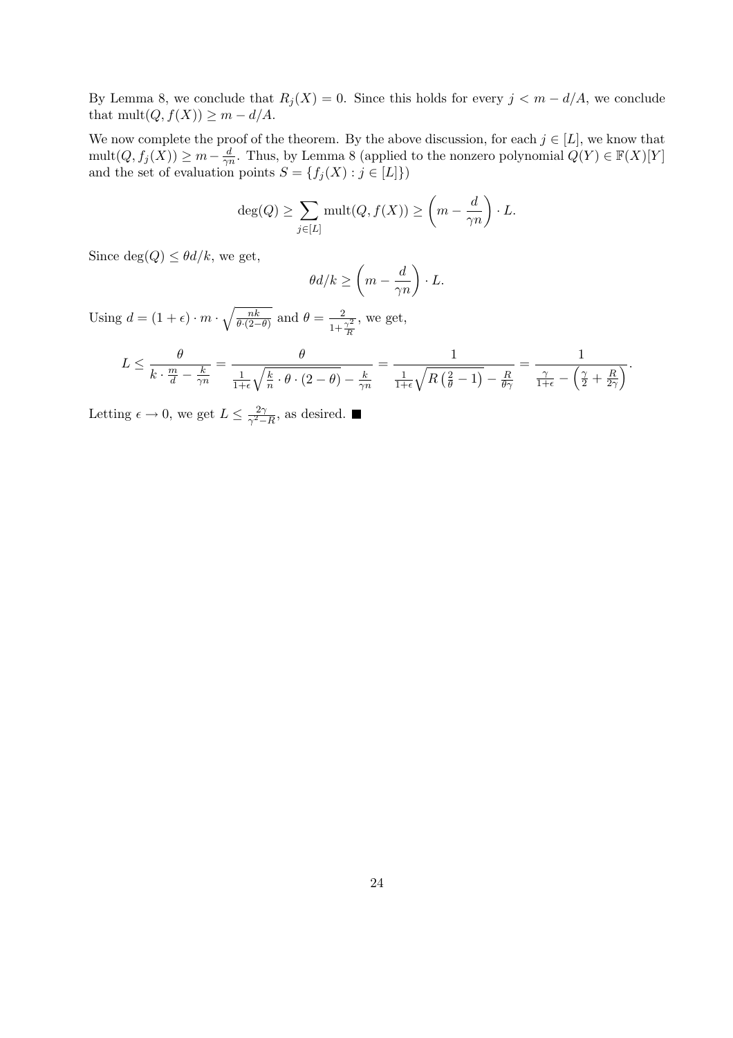By Lemma 8, we conclude that $R_j(X) = 0$. Since this holds for every $j < m - d/A$, we conclude that $\text{mult}(Q, f(X)) \geq m - d/A$.

We now complete the proof of the theorem. By the above discussion, for each $j \in [L]$, we know that $\text{mult}(Q, f_j(X)) \geq m - \frac{d}{\gamma n}$. Thus, by Lemma 8 (applied to the nonzero polynomial $Q(Y) \in \mathbb{F}(X)[Y]$ and the set of evaluation points $S = \{f_j(X) : j \in [L]\}$)

$$\deg(Q) \geq \sum_{j \in [L]} \text{mult}(Q, f(X)) \geq \left(m - \frac{d}{\gamma n}\right) \cdot L.$$

Since $\deg(Q) \leq \theta d/k$, we get,

$$\theta d/k \geq \left(m - \frac{d}{\gamma n}\right) \cdot L.$$

Using $d = (1 + \epsilon) \cdot m \cdot \sqrt{\frac{nk}{\theta \cdot (2-\theta)}}$ and $\theta = \frac{2}{1+\frac{\gamma^2}{R}}$, we get,

$$L \leq \frac{\theta}{k \cdot \frac{m}{d} - \frac{k}{\gamma n}} = \frac{\theta}{\frac{1}{1+\epsilon}\sqrt{\frac{k}{n} \cdot \theta \cdot (2-\theta)} - \frac{k}{\gamma n}} = \frac{1}{\frac{1}{1+\epsilon}\sqrt{R\left(\frac{2}{\theta} - 1\right)} - \frac{R}{\theta \gamma}} = \frac{1}{\frac{\gamma}{1+\epsilon} - \left(\frac{\gamma}{2} + \frac{R}{2\gamma}\right)}.$$

Letting $\epsilon \to 0$, we get $L \leq \frac{2\gamma}{\gamma^2 - R}$, as desired. ■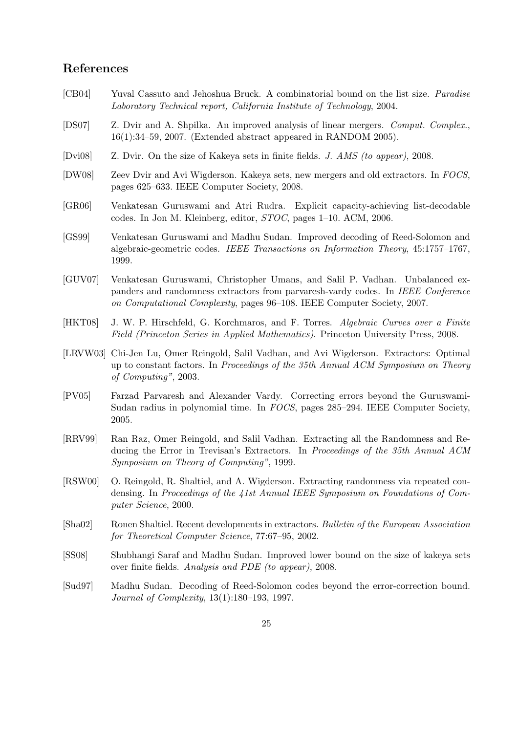## References

[CB04] Yuval Cassuto and Jehoshua Bruck. A combinatorial bound on the list size. *Paradise Laboratory Technical report, California Institute of Technology*, 2004.

[DS07] Z. Dvir and A. Shpilka. An improved analysis of linear mergers. *Comput. Complex.*, 16(1):34–59, 2007. (Extended abstract appeared in RANDOM 2005).

[Dvi08] Z. Dvir. On the size of Kakeya sets in finite fields. *J. AMS (to appear)*, 2008.

[DW08] Zeev Dvir and Avi Wigderson. Kakeya sets, new mergers and old extractors. In *FOCS*, pages 625–633. IEEE Computer Society, 2008.

[GR06] Venkatesan Guruswami and Atri Rudra. Explicit capacity-achieving list-decodable codes. In Jon M. Kleinberg, editor, *STOC*, pages 1–10. ACM, 2006.

[GS99] Venkatesan Guruswami and Madhu Sudan. Improved decoding of Reed-Solomon and algebraic-geometric codes. *IEEE Transactions on Information Theory*, 45:1757–1767, 1999.

[GUV07] Venkatesan Guruswami, Christopher Umans, and Salil P. Vadhan. Unbalanced expanders and randomness extractors from parvaresh-vardy codes. In *IEEE Conference on Computational Complexity*, pages 96–108. IEEE Computer Society, 2007.

[HKT08] J. W. P. Hirschfeld, G. Korchmaros, and F. Torres. *Algebraic Curves over a Finite Field (Princeton Series in Applied Mathematics)*. Princeton University Press, 2008.

[LRVW03] Chi-Jen Lu, Omer Reingold, Salil Vadhan, and Avi Wigderson. Extractors: Optimal up to constant factors. In *Proceedings of the 35th Annual ACM Symposium on Theory of Computing"*, 2003.

[PV05] Farzad Parvaresh and Alexander Vardy. Correcting errors beyond the Guruswami-Sudan radius in polynomial time. In *FOCS*, pages 285–294. IEEE Computer Society, 2005.

[RRV99] Ran Raz, Omer Reingold, and Salil Vadhan. Extracting all the Randomness and Reducing the Error in Trevisan's Extractors. In *Proceedings of the 35th Annual ACM Symposium on Theory of Computing"*, 1999.

[RSW00] O. Reingold, R. Shaltiel, and A. Wigderson. Extracting randomness via repeated condensing. In *Proceedings of the 41st Annual IEEE Symposium on Foundations of Computer Science*, 2000.

[Sha02] Ronen Shaltiel. Recent developments in extractors. *Bulletin of the European Association for Theoretical Computer Science*, 77:67–95, 2002.

[SS08] Shubhangi Saraf and Madhu Sudan. Improved lower bound on the size of kakeya sets over finite fields. *Analysis and PDE (to appear)*, 2008.

[Sud97] Madhu Sudan. Decoding of Reed-Solomon codes beyond the error-correction bound. *Journal of Complexity*, 13(1):180–193, 1997.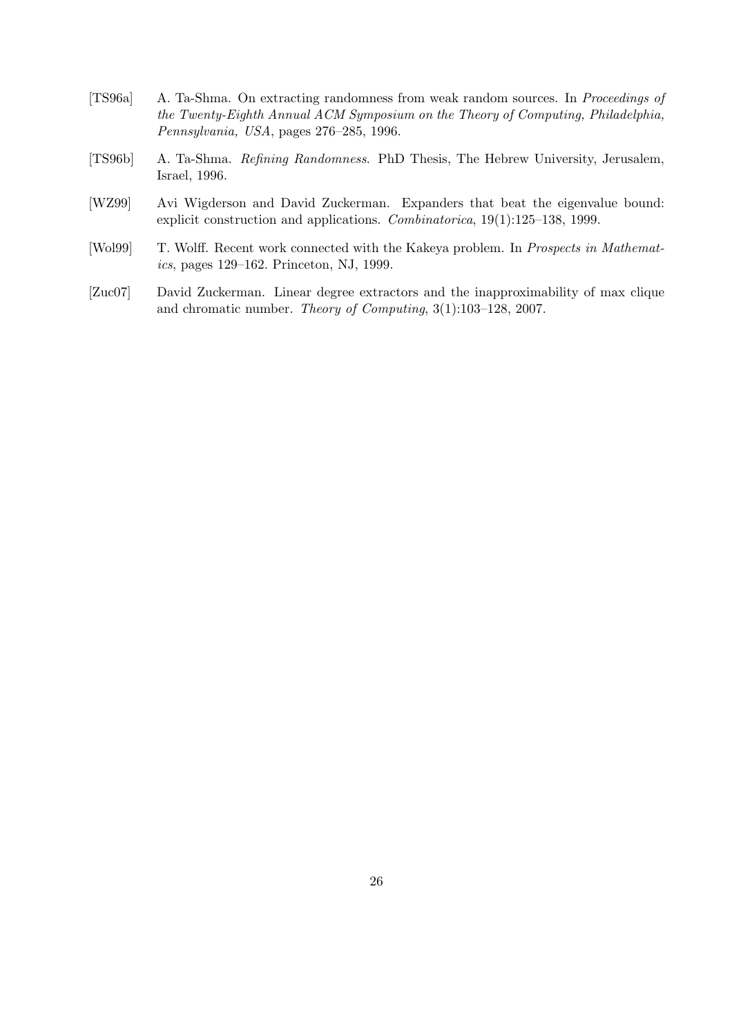[TS96a] A. Ta-Shma. On extracting randomness from weak random sources. In *Proceedings of the Twenty-Eighth Annual ACM Symposium on the Theory of Computing, Philadelphia, Pennsylvania, USA*, pages 276–285, 1996.

[TS96b] A. Ta-Shma. *Refining Randomness*. PhD Thesis, The Hebrew University, Jerusalem, Israel, 1996.

[WZ99] Avi Wigderson and David Zuckerman. Expanders that beat the eigenvalue bound: explicit construction and applications. *Combinatorica*, 19(1):125–138, 1999.

[Wol99] T. Wolff. Recent work connected with the Kakeya problem. In *Prospects in Mathematics*, pages 129–162. Princeton, NJ, 1999.

[Zuc07] David Zuckerman. Linear degree extractors and the inapproximability of max clique and chromatic number. *Theory of Computing*, 3(1):103–128, 2007.